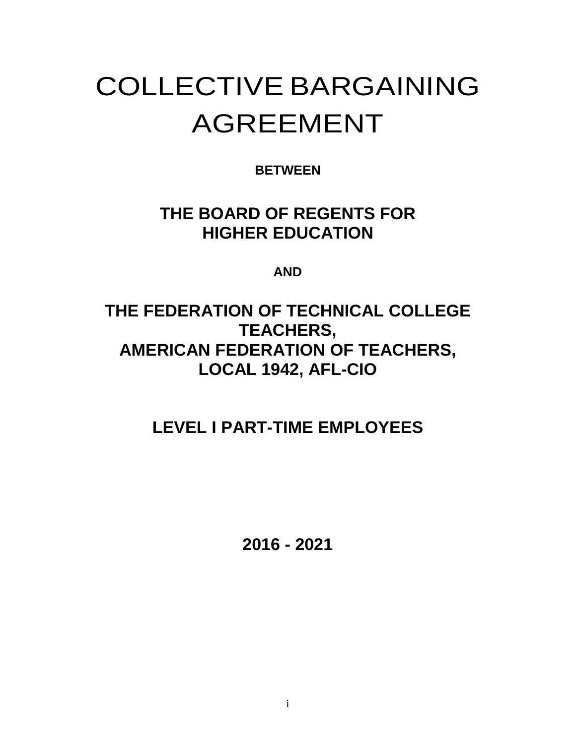# COLLECTIVE BARGAINING AGREEMENT

**BETWEEN**

## THE BOARD OF REGENTS FOR HIGHER EDUCATION

**AND**

## THE FEDERATION OF TECHNICAL COLLEGE TEACHERS, AMERICAN FEDERATION OF TEACHERS, LOCAL 1942, AFL-CIO

## LEVEL I PART-TIME EMPLOYEES

## 2016 - 2021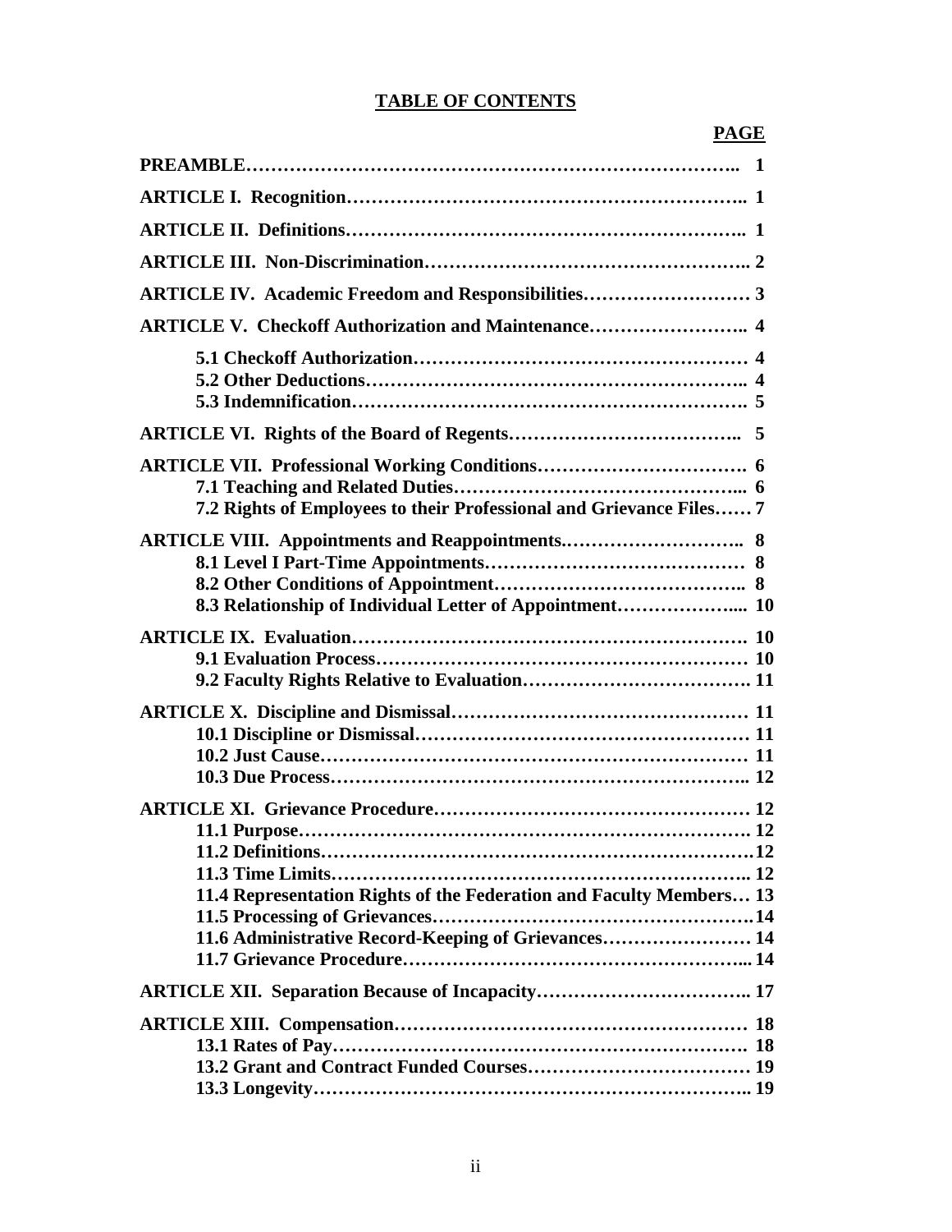# TABLE OF CONTENTS

| | PAGE |
|---|---|
| **PREAMBLE** | **1** |
| **ARTICLE I. Recognition** | **1** |
| **ARTICLE II. Definitions** | **1** |
| **ARTICLE III. Non-Discrimination** | **2** |
| **ARTICLE IV. Academic Freedom and Responsibilities** | **3** |
| **ARTICLE V. Checkoff Authorization and Maintenance** | **4** |
| **5.1 Checkoff Authorization** | **4** |
| **5.2 Other Deductions** | **4** |
| **5.3 Indemnification** | **5** |
| **ARTICLE VI. Rights of the Board of Regents** | **5** |
| **ARTICLE VII. Professional Working Conditions** | **6** |
| **7.1 Teaching and Related Duties** | **6** |
| **7.2 Rights of Employees to their Professional and Grievance Files** | **7** |
| **ARTICLE VIII. Appointments and Reappointments** | **8** |
| **8.1 Level I Part-Time Appointments** | **8** |
| **8.2 Other Conditions of Appointment** | **8** |
| **8.3 Relationship of Individual Letter of Appointment** | **10** |
| **ARTICLE IX. Evaluation** | **10** |
| **9.1 Evaluation Process** | **10** |
| **9.2 Faculty Rights Relative to Evaluation** | **11** |
| **ARTICLE X. Discipline and Dismissal** | **11** |
| **10.1 Discipline or Dismissal** | **11** |
| **10.2 Just Cause** | **11** |
| **10.3 Due Process** | **12** |
| **ARTICLE XI. Grievance Procedure** | **12** |
| **11.1 Purpose** | **12** |
| **11.2 Definitions** | **12** |
| **11.3 Time Limits** | **12** |
| **11.4 Representation Rights of the Federation and Faculty Members** | **13** |
| **11.5 Processing of Grievances** | **14** |
| **11.6 Administrative Record-Keeping of Grievances** | **14** |
| **11.7 Grievance Procedure** | **14** |
| **ARTICLE XII. Separation Because of Incapacity** | **17** |
| **ARTICLE XIII. Compensation** | **18** |
| **13.1 Rates of Pay** | **18** |
| **13.2 Grant and Contract Funded Courses** | **19** |
| **13.3 Longevity** | **19** |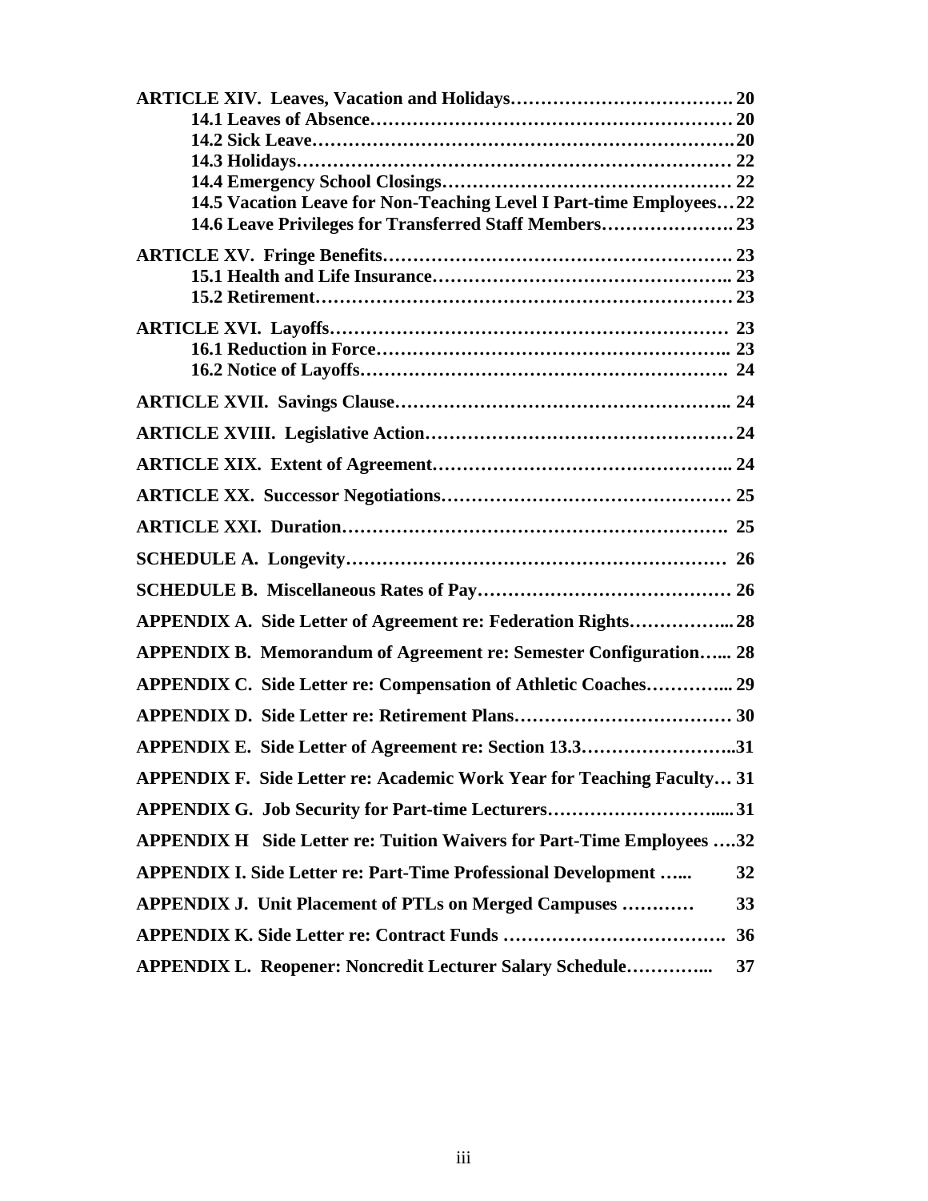**ARTICLE XIV. Leaves, Vacation and Holidays………………………………. 20**

- **14.1 Leaves of Absence…………………………………………………… 20**
- **14.2 Sick Leave……………………………………………………………20**
- **14.3 Holidays……………………………………………………………… 22**
- **14.4 Emergency School Closings……………………………………… 22**
- **14.5 Vacation Leave for Non-Teaching Level I Part-time Employees… 22**
- **14.6 Leave Privileges for Transferred Staff Members…………………. 23**

**ARTICLE XV. Fringe Benefits…………………………………………………. 23**

- **15.1 Health and Life Insurance………………………………………….. 23**
- **15.2 Retirement…………………………………………………………… 23**

**ARTICLE XVI. Layoffs………………………………………………………… 23**

- **16.1 Reduction in Force………………………………………………….. 23**
- **16.2 Notice of Layoffs…………………………………………………… 24**

**ARTICLE XVII. Savings Clause……………………………………………….. 24**

**ARTICLE XVIII. Legislative Action…………………………………………… 24**

**ARTICLE XIX. Extent of Agreement………………………………………….. 24**

**ARTICLE XX. Successor Negotiations………………………………………… 25**

**ARTICLE XXI. Duration……………………………………………………… 25**

**SCHEDULE A. Longevity……………………………………………………… 26**

**SCHEDULE B. Miscellaneous Rates of Pay………………………………… 26**

**APPENDIX A. Side Letter of Agreement re: Federation Rights……………... 28**

**APPENDIX B. Memorandum of Agreement re: Semester Configuration…... 28**

**APPENDIX C. Side Letter re: Compensation of Athletic Coaches…………... 29**

**APPENDIX D. Side Letter re: Retirement Plans……………………………… 30**

**APPENDIX E. Side Letter of Agreement re: Section 13.3……………………..31**

**APPENDIX F. Side Letter re: Academic Work Year for Teaching Faculty… 31**

**APPENDIX G. Job Security for Part-time Lecturers…………………………..... 31**

**APPENDIX H Side Letter re: Tuition Waivers for Part-Time Employees ….32**

**APPENDIX I. Side Letter re: Part-Time Professional Development …... 32**

**APPENDIX J. Unit Placement of PTLs on Merged Campuses ………… 33**

**APPENDIX K. Side Letter re: Contract Funds ………………………………. 36**

**APPENDIX L. Reopener: Noncredit Lecturer Salary Schedule…………... 37**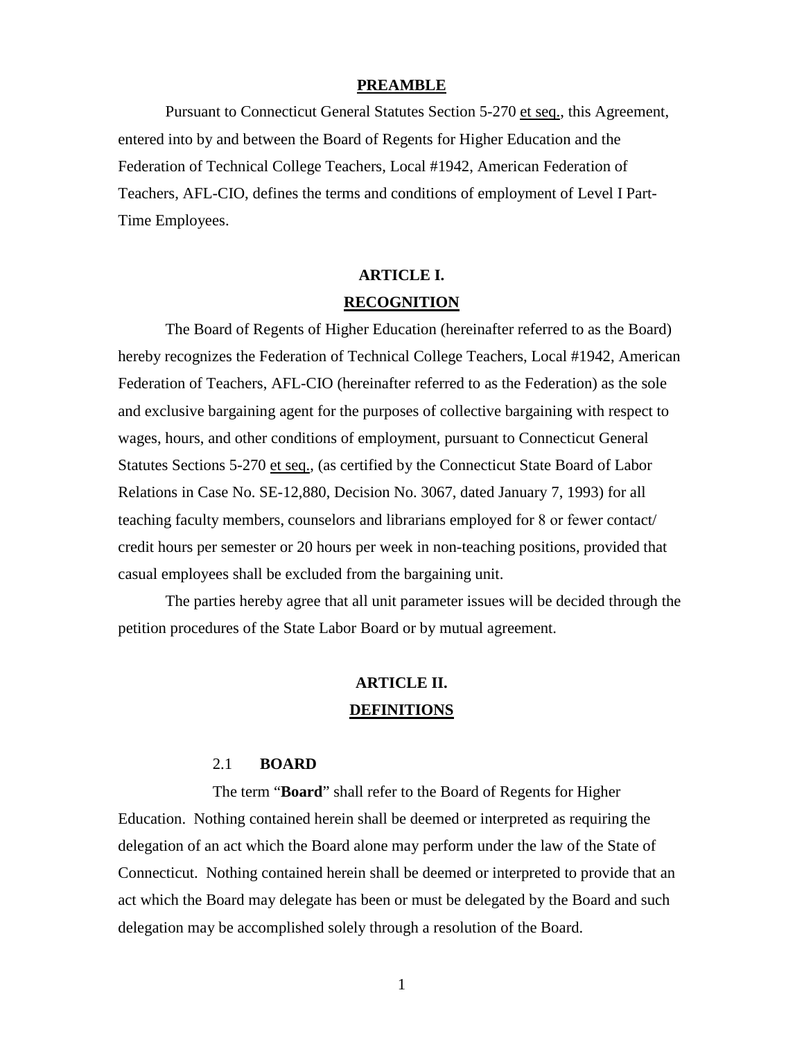## PREAMBLE

Pursuant to Connecticut General Statutes Section 5-270 et seq., this Agreement, entered into by and between the Board of Regents for Higher Education and the Federation of Technical College Teachers, Local #1942, American Federation of Teachers, AFL-CIO, defines the terms and conditions of employment of Level I Part-Time Employees.

## ARTICLE I.

## RECOGNITION

The Board of Regents of Higher Education (hereinafter referred to as the Board) hereby recognizes the Federation of Technical College Teachers, Local #1942, American Federation of Teachers, AFL-CIO (hereinafter referred to as the Federation) as the sole and exclusive bargaining agent for the purposes of collective bargaining with respect to wages, hours, and other conditions of employment, pursuant to Connecticut General Statutes Sections 5-270 et seq., (as certified by the Connecticut State Board of Labor Relations in Case No. SE-12,880, Decision No. 3067, dated January 7, 1993) for all teaching faculty members, counselors and librarians employed for 8 or fewer contact/ credit hours per semester or 20 hours per week in non-teaching positions, provided that casual employees shall be excluded from the bargaining unit.

The parties hereby agree that all unit parameter issues will be decided through the petition procedures of the State Labor Board or by mutual agreement.

## ARTICLE II.

## DEFINITIONS

### 2.1 BOARD

The term "**Board**" shall refer to the Board of Regents for Higher Education. Nothing contained herein shall be deemed or interpreted as requiring the delegation of an act which the Board alone may perform under the law of the State of Connecticut. Nothing contained herein shall be deemed or interpreted to provide that an act which the Board may delegate has been or must be delegated by the Board and such delegation may be accomplished solely through a resolution of the Board.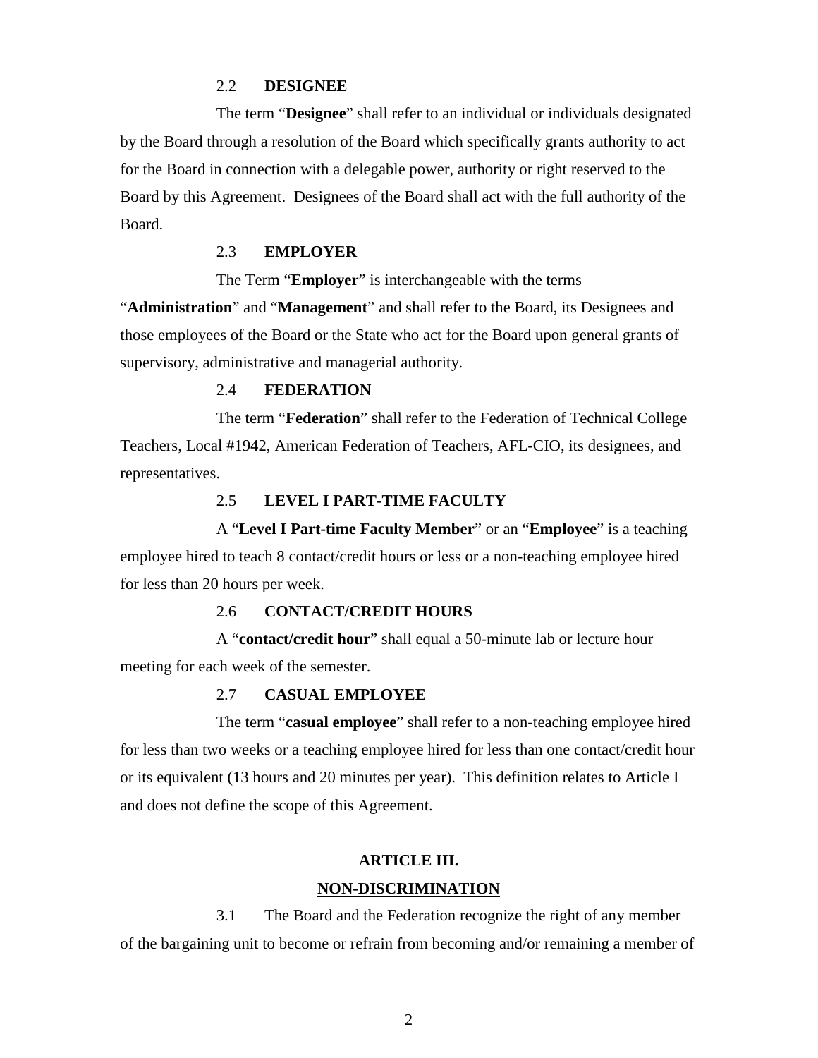### 2.2 **DESIGNEE**

The term "**Designee**" shall refer to an individual or individuals designated by the Board through a resolution of the Board which specifically grants authority to act for the Board in connection with a delegable power, authority or right reserved to the Board by this Agreement. Designees of the Board shall act with the full authority of the Board.

### 2.3 **EMPLOYER**

The Term "**Employer**" is interchangeable with the terms "**Administration**" and "**Management**" and shall refer to the Board, its Designees and those employees of the Board or the State who act for the Board upon general grants of supervisory, administrative and managerial authority.

### 2.4 **FEDERATION**

The term "**Federation**" shall refer to the Federation of Technical College Teachers, Local #1942, American Federation of Teachers, AFL-CIO, its designees, and representatives.

### 2.5 **LEVEL I PART-TIME FACULTY**

A "**Level I Part-time Faculty Member**" or an "**Employee**" is a teaching employee hired to teach 8 contact/credit hours or less or a non-teaching employee hired for less than 20 hours per week.

### 2.6 **CONTACT/CREDIT HOURS**

A "**contact/credit hour**" shall equal a 50-minute lab or lecture hour meeting for each week of the semester.

### 2.7 **CASUAL EMPLOYEE**

The term "**casual employee**" shall refer to a non-teaching employee hired for less than two weeks or a teaching employee hired for less than one contact/credit hour or its equivalent (13 hours and 20 minutes per year). This definition relates to Article I and does not define the scope of this Agreement.

## ARTICLE III.

## NON-DISCRIMINATION

3.1 The Board and the Federation recognize the right of any member of the bargaining unit to become or refrain from becoming and/or remaining a member of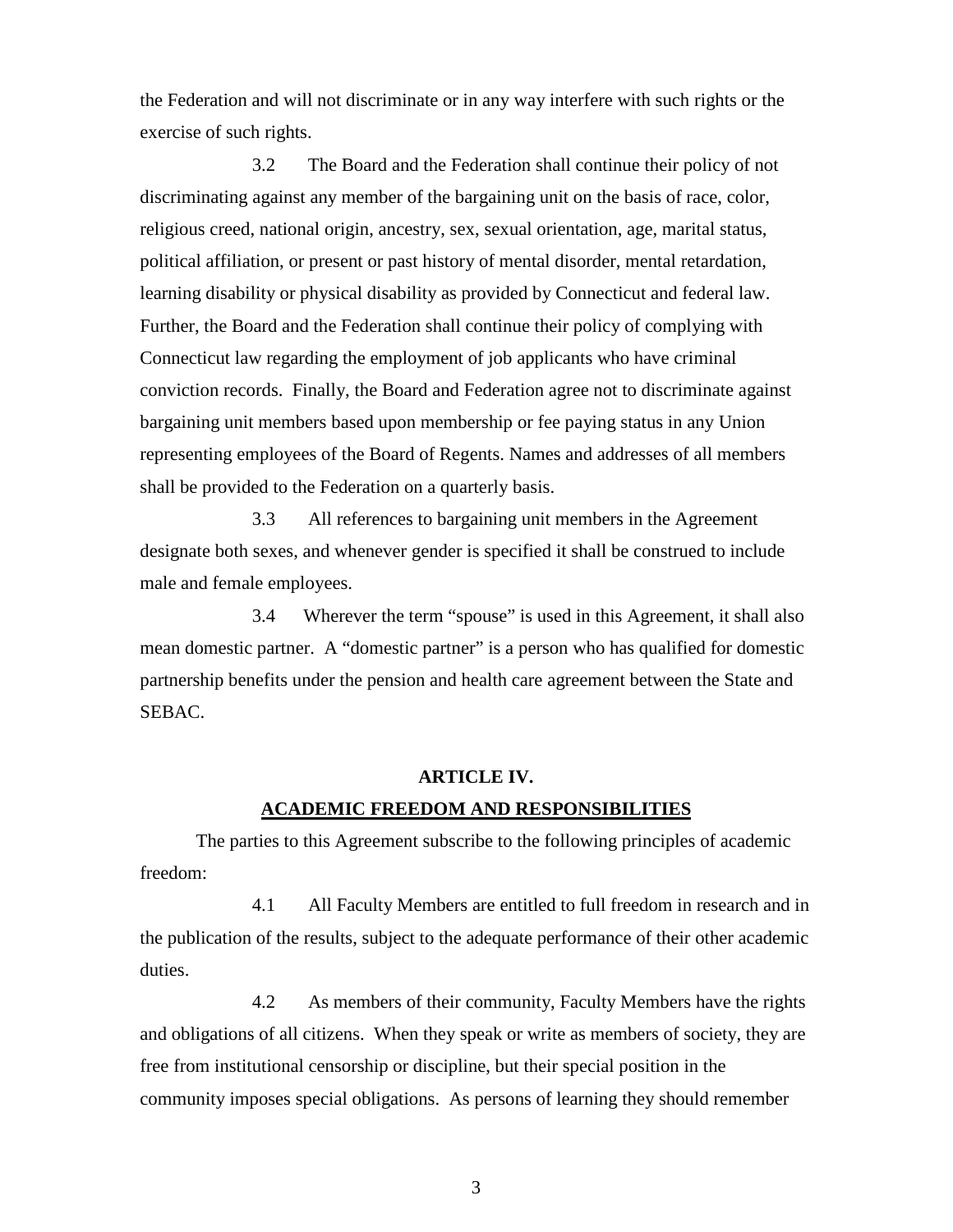the Federation and will not discriminate or in any way interfere with such rights or the exercise of such rights.

3.2 The Board and the Federation shall continue their policy of not discriminating against any member of the bargaining unit on the basis of race, color, religious creed, national origin, ancestry, sex, sexual orientation, age, marital status, political affiliation, or present or past history of mental disorder, mental retardation, learning disability or physical disability as provided by Connecticut and federal law. Further, the Board and the Federation shall continue their policy of complying with Connecticut law regarding the employment of job applicants who have criminal conviction records. Finally, the Board and Federation agree not to discriminate against bargaining unit members based upon membership or fee paying status in any Union representing employees of the Board of Regents. Names and addresses of all members shall be provided to the Federation on a quarterly basis.

3.3 All references to bargaining unit members in the Agreement designate both sexes, and whenever gender is specified it shall be construed to include male and female employees.

3.4 Wherever the term "spouse" is used in this Agreement, it shall also mean domestic partner. A "domestic partner" is a person who has qualified for domestic partnership benefits under the pension and health care agreement between the State and SEBAC.

## ARTICLE IV.
## ACADEMIC FREEDOM AND RESPONSIBILITIES

The parties to this Agreement subscribe to the following principles of academic freedom:

4.1 All Faculty Members are entitled to full freedom in research and in the publication of the results, subject to the adequate performance of their other academic duties.

4.2 As members of their community, Faculty Members have the rights and obligations of all citizens. When they speak or write as members of society, they are free from institutional censorship or discipline, but their special position in the community imposes special obligations. As persons of learning they should remember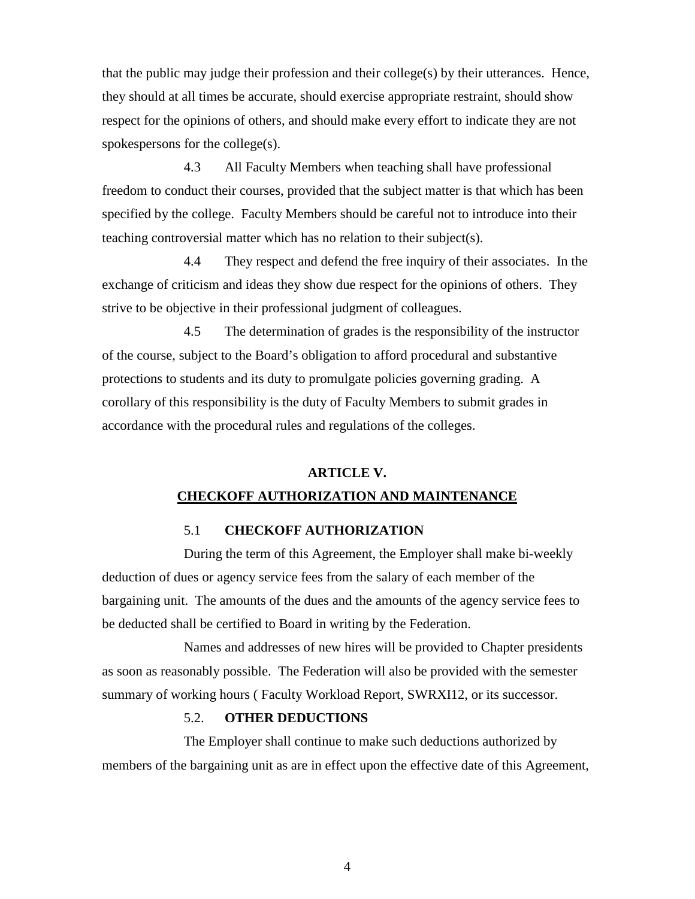that the public may judge their profession and their college(s) by their utterances. Hence, they should at all times be accurate, should exercise appropriate restraint, should show respect for the opinions of others, and should make every effort to indicate they are not spokespersons for the college(s).

4.3 All Faculty Members when teaching shall have professional freedom to conduct their courses, provided that the subject matter is that which has been specified by the college. Faculty Members should be careful not to introduce into their teaching controversial matter which has no relation to their subject(s).

4.4 They respect and defend the free inquiry of their associates. In the exchange of criticism and ideas they show due respect for the opinions of others. They strive to be objective in their professional judgment of colleagues.

4.5 The determination of grades is the responsibility of the instructor of the course, subject to the Board's obligation to afford procedural and substantive protections to students and its duty to promulgate policies governing grading. A corollary of this responsibility is the duty of Faculty Members to submit grades in accordance with the procedural rules and regulations of the colleges.

## ARTICLE V.

## CHECKOFF AUTHORIZATION AND MAINTENANCE

### 5.1 CHECKOFF AUTHORIZATION

During the term of this Agreement, the Employer shall make bi-weekly deduction of dues or agency service fees from the salary of each member of the bargaining unit. The amounts of the dues and the amounts of the agency service fees to be deducted shall be certified to Board in writing by the Federation.

Names and addresses of new hires will be provided to Chapter presidents as soon as reasonably possible. The Federation will also be provided with the semester summary of working hours ( Faculty Workload Report, SWRXI12, or its successor.

### 5.2. OTHER DEDUCTIONS

The Employer shall continue to make such deductions authorized by members of the bargaining unit as are in effect upon the effective date of this Agreement,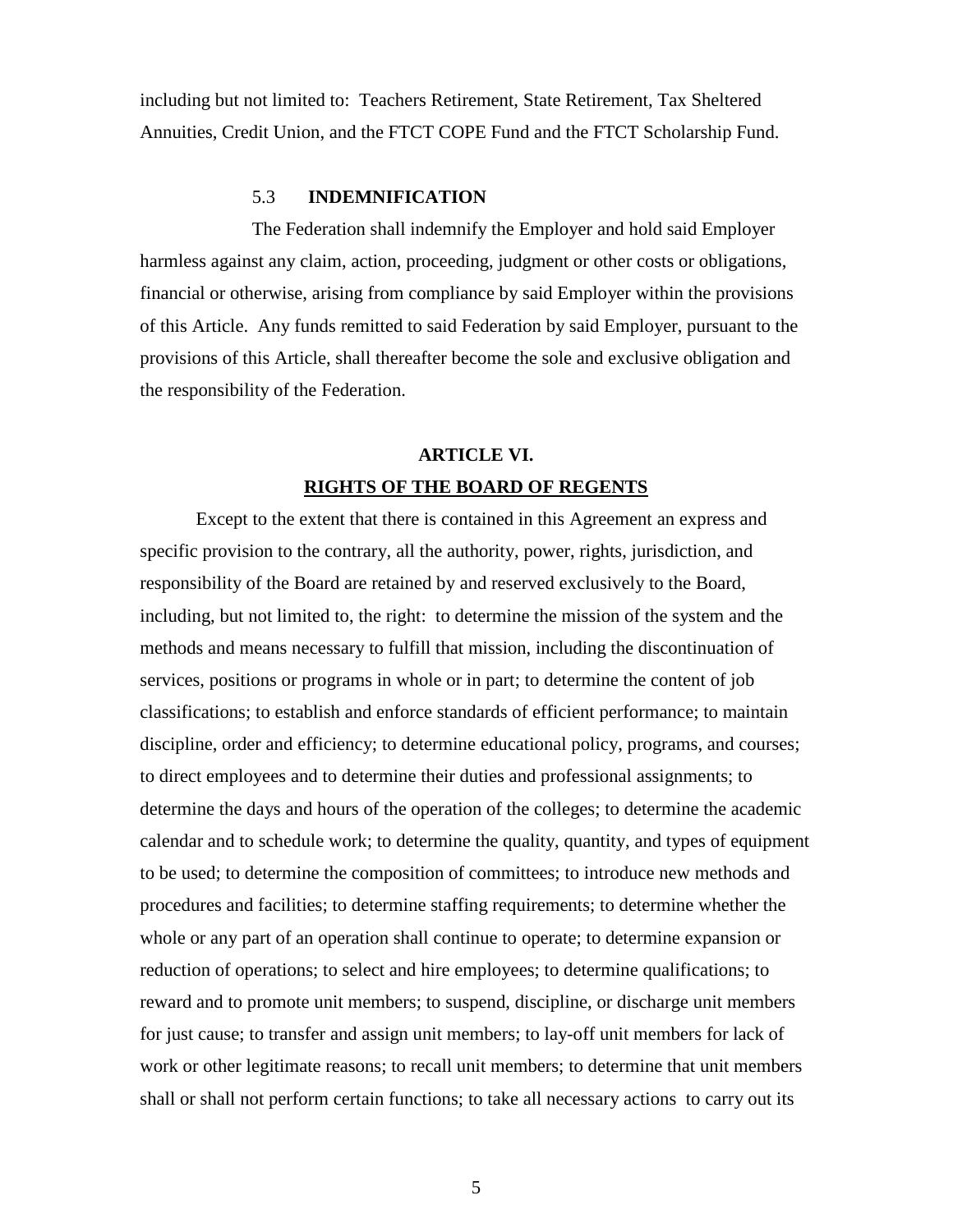including but not limited to: Teachers Retirement, State Retirement, Tax Sheltered Annuities, Credit Union, and the FTCT COPE Fund and the FTCT Scholarship Fund.

### 5.3 INDEMNIFICATION

The Federation shall indemnify the Employer and hold said Employer harmless against any claim, action, proceeding, judgment or other costs or obligations, financial or otherwise, arising from compliance by said Employer within the provisions of this Article. Any funds remitted to said Federation by said Employer, pursuant to the provisions of this Article, shall thereafter become the sole and exclusive obligation and the responsibility of the Federation.

## ARTICLE VI.

## RIGHTS OF THE BOARD OF REGENTS

Except to the extent that there is contained in this Agreement an express and specific provision to the contrary, all the authority, power, rights, jurisdiction, and responsibility of the Board are retained by and reserved exclusively to the Board, including, but not limited to, the right: to determine the mission of the system and the methods and means necessary to fulfill that mission, including the discontinuation of services, positions or programs in whole or in part; to determine the content of job classifications; to establish and enforce standards of efficient performance; to maintain discipline, order and efficiency; to determine educational policy, programs, and courses; to direct employees and to determine their duties and professional assignments; to determine the days and hours of the operation of the colleges; to determine the academic calendar and to schedule work; to determine the quality, quantity, and types of equipment to be used; to determine the composition of committees; to introduce new methods and procedures and facilities; to determine staffing requirements; to determine whether the whole or any part of an operation shall continue to operate; to determine expansion or reduction of operations; to select and hire employees; to determine qualifications; to reward and to promote unit members; to suspend, discipline, or discharge unit members for just cause; to transfer and assign unit members; to lay-off unit members for lack of work or other legitimate reasons; to recall unit members; to determine that unit members shall or shall not perform certain functions; to take all necessary actions to carry out its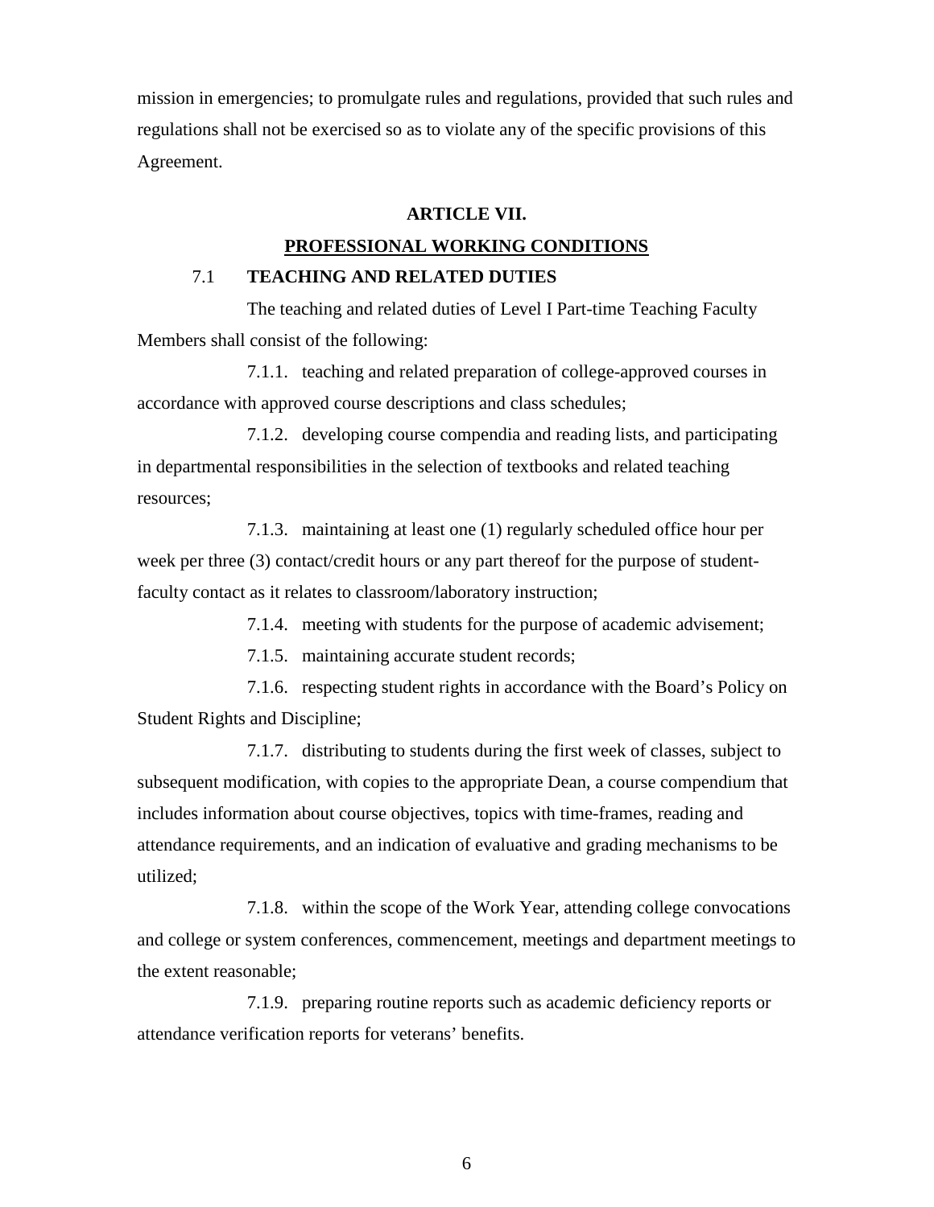mission in emergencies; to promulgate rules and regulations, provided that such rules and regulations shall not be exercised so as to violate any of the specific provisions of this Agreement.

## ARTICLE VII.

## PROFESSIONAL WORKING CONDITIONS

### 7.1 TEACHING AND RELATED DUTIES

The teaching and related duties of Level I Part-time Teaching Faculty Members shall consist of the following:

7.1.1. teaching and related preparation of college-approved courses in accordance with approved course descriptions and class schedules;

7.1.2. developing course compendia and reading lists, and participating in departmental responsibilities in the selection of textbooks and related teaching resources;

7.1.3. maintaining at least one (1) regularly scheduled office hour per week per three (3) contact/credit hours or any part thereof for the purpose of student-faculty contact as it relates to classroom/laboratory instruction;

7.1.4. meeting with students for the purpose of academic advisement;

7.1.5. maintaining accurate student records;

7.1.6. respecting student rights in accordance with the Board's Policy on Student Rights and Discipline;

7.1.7. distributing to students during the first week of classes, subject to subsequent modification, with copies to the appropriate Dean, a course compendium that includes information about course objectives, topics with time-frames, reading and attendance requirements, and an indication of evaluative and grading mechanisms to be utilized;

7.1.8. within the scope of the Work Year, attending college convocations and college or system conferences, commencement, meetings and department meetings to the extent reasonable;

7.1.9. preparing routine reports such as academic deficiency reports or attendance verification reports for veterans' benefits.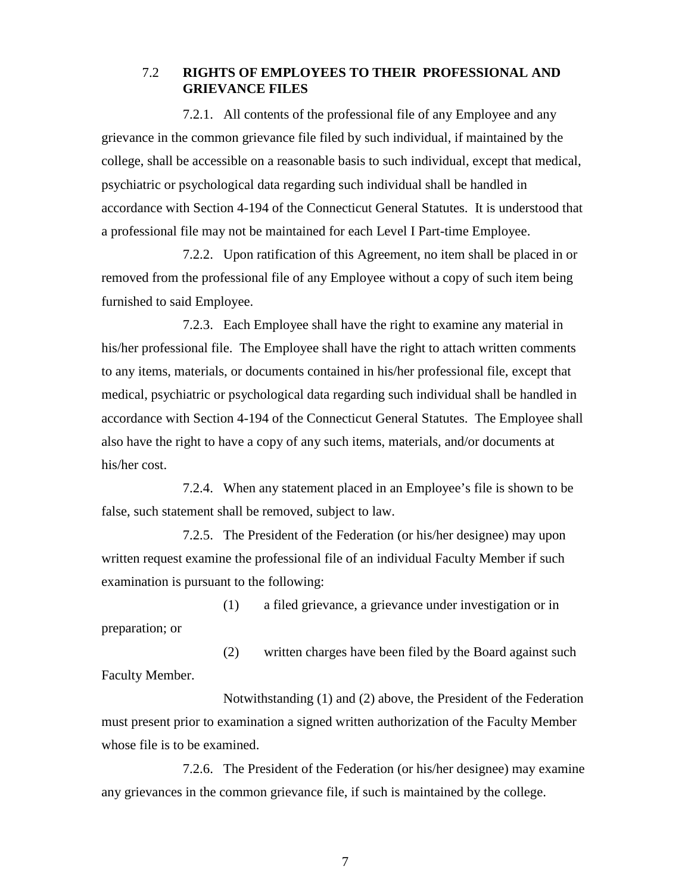## 7.2 RIGHTS OF EMPLOYEES TO THEIR PROFESSIONAL AND GRIEVANCE FILES

7.2.1. All contents of the professional file of any Employee and any grievance in the common grievance file filed by such individual, if maintained by the college, shall be accessible on a reasonable basis to such individual, except that medical, psychiatric or psychological data regarding such individual shall be handled in accordance with Section 4-194 of the Connecticut General Statutes. It is understood that a professional file may not be maintained for each Level I Part-time Employee.

7.2.2. Upon ratification of this Agreement, no item shall be placed in or removed from the professional file of any Employee without a copy of such item being furnished to said Employee.

7.2.3. Each Employee shall have the right to examine any material in his/her professional file. The Employee shall have the right to attach written comments to any items, materials, or documents contained in his/her professional file, except that medical, psychiatric or psychological data regarding such individual shall be handled in accordance with Section 4-194 of the Connecticut General Statutes. The Employee shall also have the right to have a copy of any such items, materials, and/or documents at his/her cost.

7.2.4. When any statement placed in an Employee's file is shown to be false, such statement shall be removed, subject to law.

7.2.5. The President of the Federation (or his/her designee) may upon written request examine the professional file of an individual Faculty Member if such examination is pursuant to the following:

(1) a filed grievance, a grievance under investigation or in preparation; or

(2) written charges have been filed by the Board against such Faculty Member.

Notwithstanding (1) and (2) above, the President of the Federation must present prior to examination a signed written authorization of the Faculty Member whose file is to be examined.

7.2.6. The President of the Federation (or his/her designee) may examine any grievances in the common grievance file, if such is maintained by the college.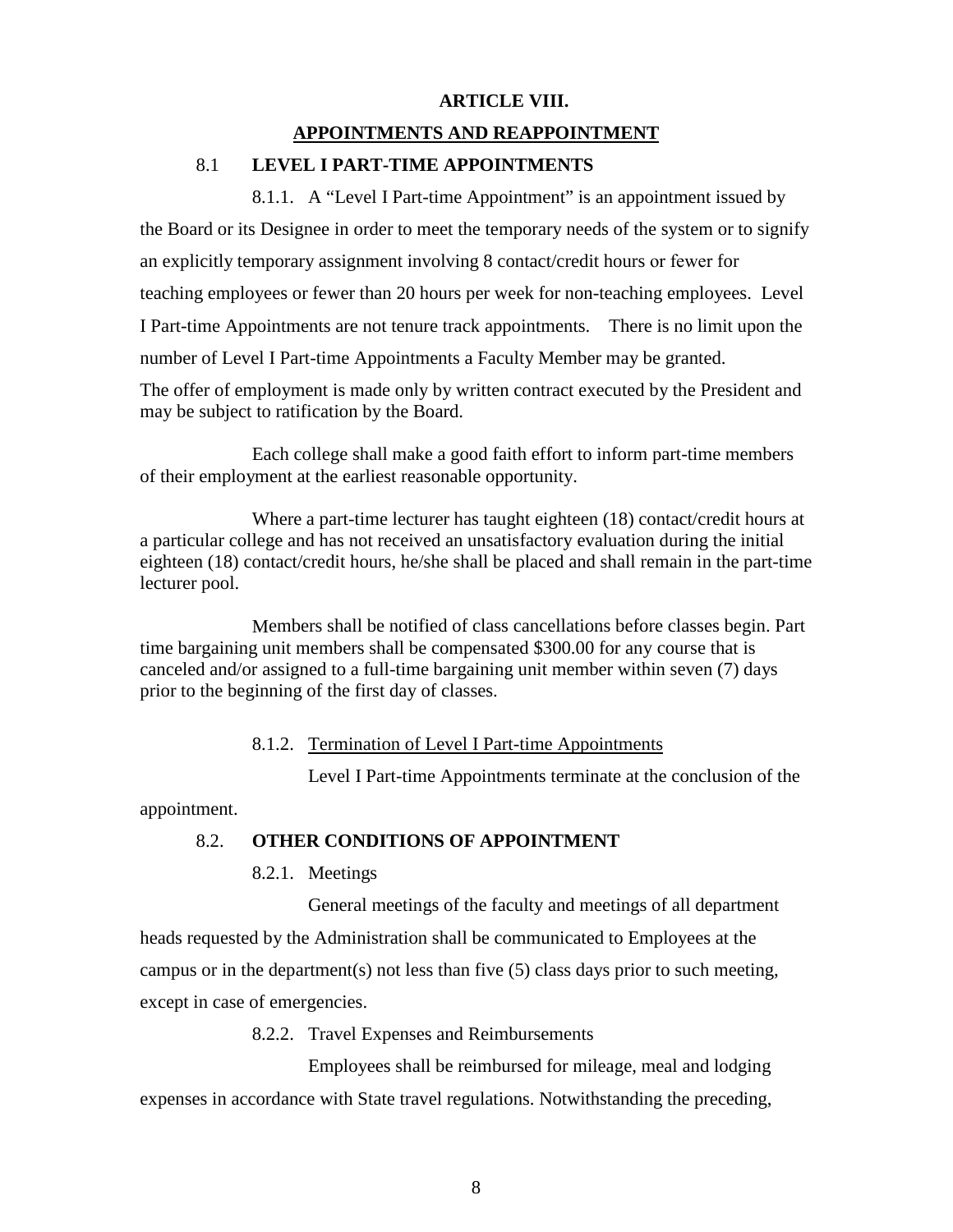## ARTICLE VIII.

## APPOINTMENTS AND REAPPOINTMENT

### 8.1 LEVEL I PART-TIME APPOINTMENTS

8.1.1. A "Level I Part-time Appointment" is an appointment issued by the Board or its Designee in order to meet the temporary needs of the system or to signify an explicitly temporary assignment involving 8 contact/credit hours or fewer for teaching employees or fewer than 20 hours per week for non-teaching employees. Level I Part-time Appointments are not tenure track appointments. There is no limit upon the number of Level I Part-time Appointments a Faculty Member may be granted. The offer of employment is made only by written contract executed by the President and may be subject to ratification by the Board.

Each college shall make a good faith effort to inform part-time members of their employment at the earliest reasonable opportunity.

Where a part-time lecturer has taught eighteen (18) contact/credit hours at a particular college and has not received an unsatisfactory evaluation during the initial eighteen (18) contact/credit hours, he/she shall be placed and shall remain in the part-time lecturer pool.

Members shall be notified of class cancellations before classes begin. Part time bargaining unit members shall be compensated $300.00 for any course that is canceled and/or assigned to a full-time bargaining unit member within seven (7) days prior to the beginning of the first day of classes.

8.1.2. Termination of Level I Part-time Appointments

Level I Part-time Appointments terminate at the conclusion of the appointment.

### 8.2. OTHER CONDITIONS OF APPOINTMENT

8.2.1. Meetings

General meetings of the faculty and meetings of all department heads requested by the Administration shall be communicated to Employees at the campus or in the department(s) not less than five (5) class days prior to such meeting, except in case of emergencies.

8.2.2. Travel Expenses and Reimbursements

Employees shall be reimbursed for mileage, meal and lodging expenses in accordance with State travel regulations. Notwithstanding the preceding,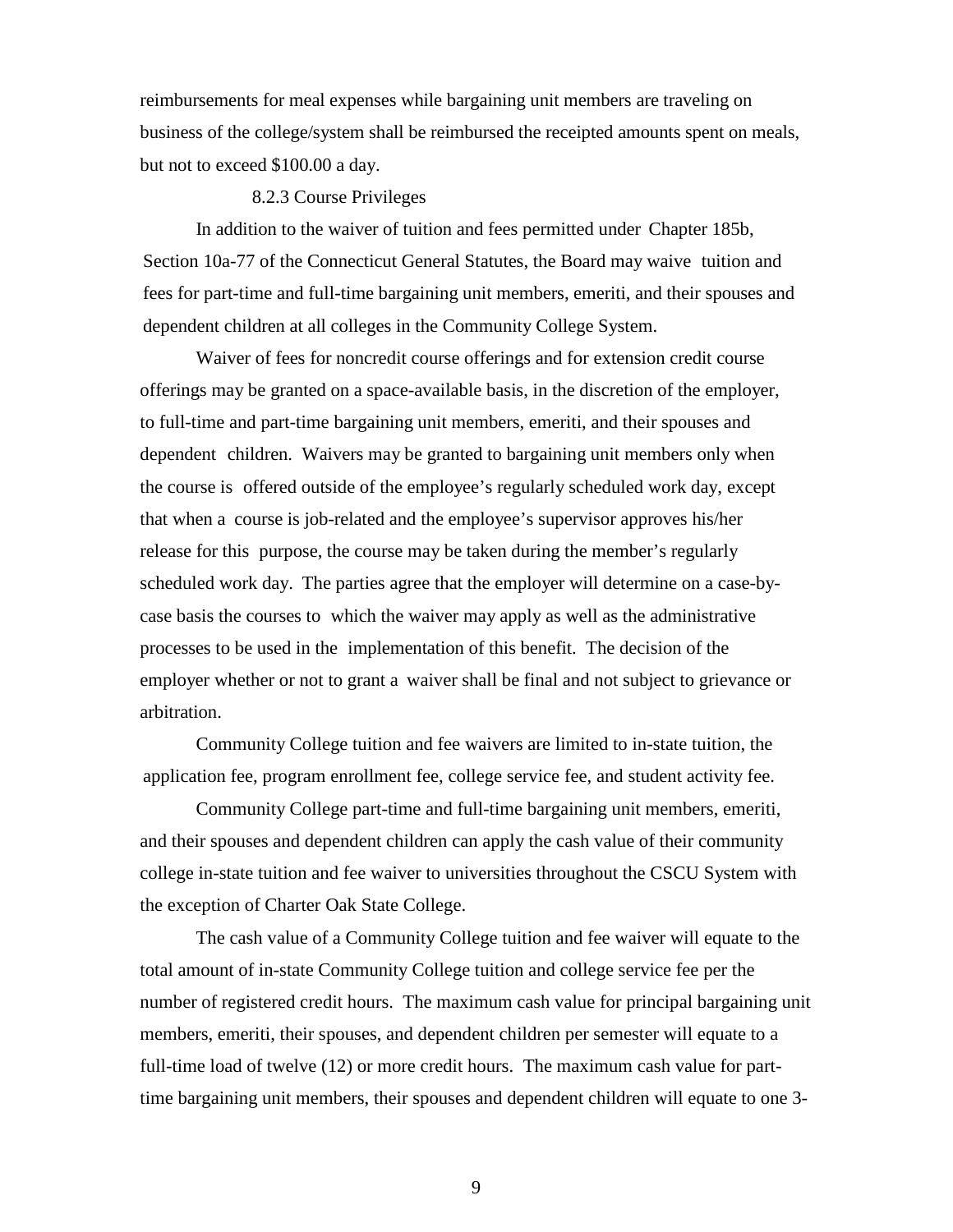reimbursements for meal expenses while bargaining unit members are traveling on business of the college/system shall be reimbursed the receipted amounts spent on meals, but not to exceed $100.00 a day.

#### 8.2.3 Course Privileges

In addition to the waiver of tuition and fees permitted under Chapter 185b, Section 10a-77 of the Connecticut General Statutes, the Board may waive tuition and fees for part-time and full-time bargaining unit members, emeriti, and their spouses and dependent children at all colleges in the Community College System.

Waiver of fees for noncredit course offerings and for extension credit course offerings may be granted on a space-available basis, in the discretion of the employer, to full-time and part-time bargaining unit members, emeriti, and their spouses and dependent children. Waivers may be granted to bargaining unit members only when the course is offered outside of the employee's regularly scheduled work day, except that when a course is job-related and the employee's supervisor approves his/her release for this purpose, the course may be taken during the member's regularly scheduled work day. The parties agree that the employer will determine on a case-by-case basis the courses to which the waiver may apply as well as the administrative processes to be used in the implementation of this benefit. The decision of the employer whether or not to grant a waiver shall be final and not subject to grievance or arbitration.

Community College tuition and fee waivers are limited to in-state tuition, the application fee, program enrollment fee, college service fee, and student activity fee.

Community College part-time and full-time bargaining unit members, emeriti, and their spouses and dependent children can apply the cash value of their community college in-state tuition and fee waiver to universities throughout the CSCU System with the exception of Charter Oak State College.

The cash value of a Community College tuition and fee waiver will equate to the total amount of in-state Community College tuition and college service fee per the number of registered credit hours. The maximum cash value for principal bargaining unit members, emeriti, their spouses, and dependent children per semester will equate to a full-time load of twelve (12) or more credit hours. The maximum cash value for part-time bargaining unit members, their spouses and dependent children will equate to one 3-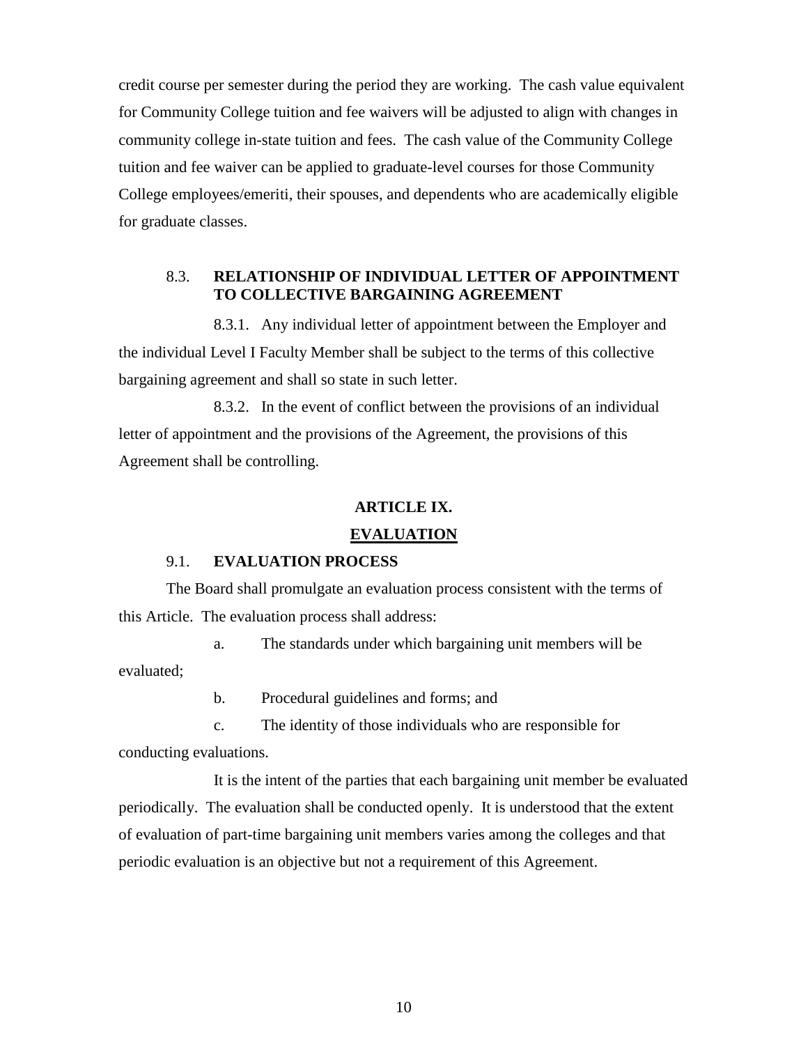credit course per semester during the period they are working. The cash value equivalent for Community College tuition and fee waivers will be adjusted to align with changes in community college in-state tuition and fees. The cash value of the Community College tuition and fee waiver can be applied to graduate-level courses for those Community College employees/emeriti, their spouses, and dependents who are academically eligible for graduate classes.

### 8.3. RELATIONSHIP OF INDIVIDUAL LETTER OF APPOINTMENT TO COLLECTIVE BARGAINING AGREEMENT

8.3.1. Any individual letter of appointment between the Employer and the individual Level I Faculty Member shall be subject to the terms of this collective bargaining agreement and shall so state in such letter.

8.3.2. In the event of conflict between the provisions of an individual letter of appointment and the provisions of the Agreement, the provisions of this Agreement shall be controlling.

## ARTICLE IX.

## EVALUATION

### 9.1. EVALUATION PROCESS

The Board shall promulgate an evaluation process consistent with the terms of this Article. The evaluation process shall address:

a. The standards under which bargaining unit members will be evaluated;

b. Procedural guidelines and forms; and

c. The identity of those individuals who are responsible for conducting evaluations.

It is the intent of the parties that each bargaining unit member be evaluated periodically. The evaluation shall be conducted openly. It is understood that the extent of evaluation of part-time bargaining unit members varies among the colleges and that periodic evaluation is an objective but not a requirement of this Agreement.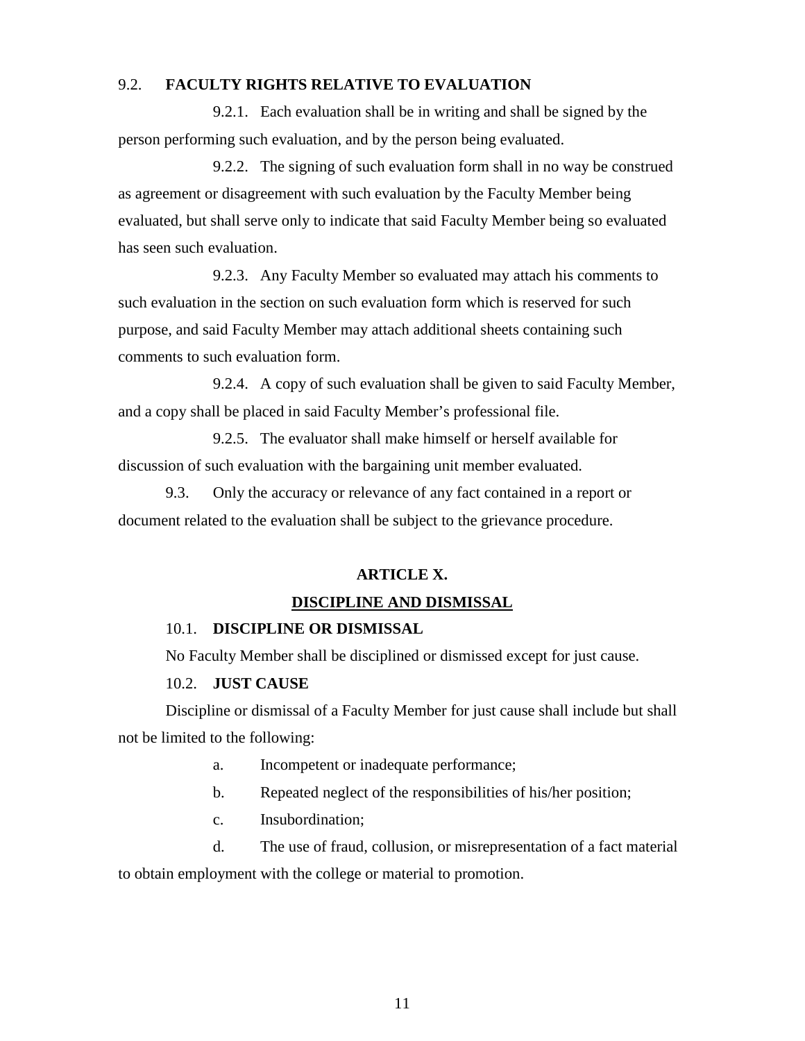### 9.2. FACULTY RIGHTS RELATIVE TO EVALUATION

9.2.1. Each evaluation shall be in writing and shall be signed by the person performing such evaluation, and by the person being evaluated.

9.2.2. The signing of such evaluation form shall in no way be construed as agreement or disagreement with such evaluation by the Faculty Member being evaluated, but shall serve only to indicate that said Faculty Member being so evaluated has seen such evaluation.

9.2.3. Any Faculty Member so evaluated may attach his comments to such evaluation in the section on such evaluation form which is reserved for such purpose, and said Faculty Member may attach additional sheets containing such comments to such evaluation form.

9.2.4. A copy of such evaluation shall be given to said Faculty Member, and a copy shall be placed in said Faculty Member's professional file.

9.2.5. The evaluator shall make himself or herself available for discussion of such evaluation with the bargaining unit member evaluated.

9.3. Only the accuracy or relevance of any fact contained in a report or document related to the evaluation shall be subject to the grievance procedure.

## ARTICLE X.

## DISCIPLINE AND DISMISSAL

### 10.1. DISCIPLINE OR DISMISSAL

No Faculty Member shall be disciplined or dismissed except for just cause.

### 10.2. JUST CAUSE

Discipline or dismissal of a Faculty Member for just cause shall include but shall not be limited to the following:

a. Incompetent or inadequate performance;

b. Repeated neglect of the responsibilities of his/her position;

c. Insubordination;

d. The use of fraud, collusion, or misrepresentation of a fact material to obtain employment with the college or material to promotion.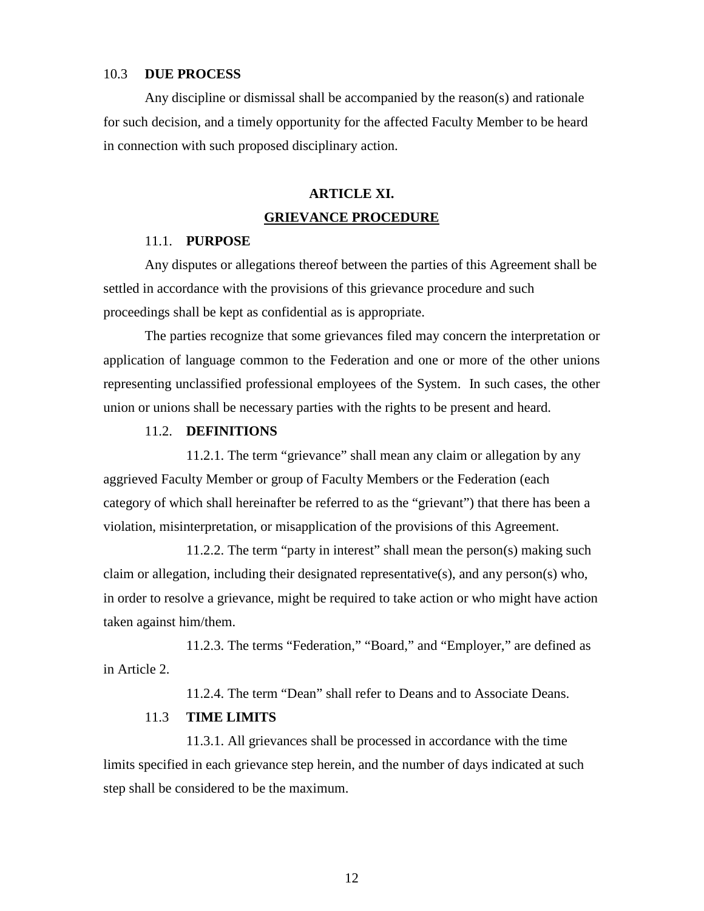### 10.3 DUE PROCESS

Any discipline or dismissal shall be accompanied by the reason(s) and rationale for such decision, and a timely opportunity for the affected Faculty Member to be heard in connection with such proposed disciplinary action.

## ARTICLE XI.

## GRIEVANCE PROCEDURE

### 11.1. PURPOSE

Any disputes or allegations thereof between the parties of this Agreement shall be settled in accordance with the provisions of this grievance procedure and such proceedings shall be kept as confidential as is appropriate.

The parties recognize that some grievances filed may concern the interpretation or application of language common to the Federation and one or more of the other unions representing unclassified professional employees of the System. In such cases, the other union or unions shall be necessary parties with the rights to be present and heard.

### 11.2. DEFINITIONS

11.2.1. The term "grievance" shall mean any claim or allegation by any aggrieved Faculty Member or group of Faculty Members or the Federation (each category of which shall hereinafter be referred to as the "grievant") that there has been a violation, misinterpretation, or misapplication of the provisions of this Agreement.

11.2.2. The term "party in interest" shall mean the person(s) making such claim or allegation, including their designated representative(s), and any person(s) who, in order to resolve a grievance, might be required to take action or who might have action taken against him/them.

11.2.3. The terms "Federation," "Board," and "Employer," are defined as in Article 2.

11.2.4. The term "Dean" shall refer to Deans and to Associate Deans.

### 11.3 TIME LIMITS

11.3.1. All grievances shall be processed in accordance with the time limits specified in each grievance step herein, and the number of days indicated at such step shall be considered to be the maximum.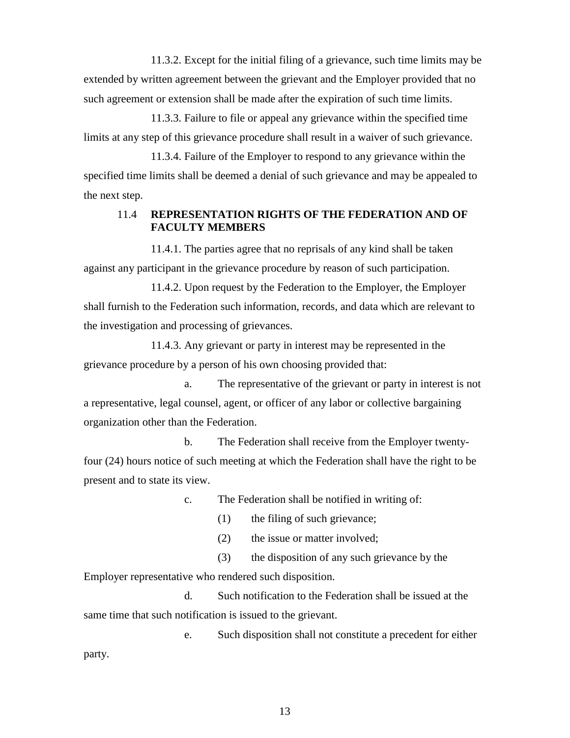11.3.2. Except for the initial filing of a grievance, such time limits may be extended by written agreement between the grievant and the Employer provided that no such agreement or extension shall be made after the expiration of such time limits.

11.3.3. Failure to file or appeal any grievance within the specified time limits at any step of this grievance procedure shall result in a waiver of such grievance.

11.3.4. Failure of the Employer to respond to any grievance within the specified time limits shall be deemed a denial of such grievance and may be appealed to the next step.

### 11.4 REPRESENTATION RIGHTS OF THE FEDERATION AND OF FACULTY MEMBERS

11.4.1. The parties agree that no reprisals of any kind shall be taken against any participant in the grievance procedure by reason of such participation.

11.4.2. Upon request by the Federation to the Employer, the Employer shall furnish to the Federation such information, records, and data which are relevant to the investigation and processing of grievances.

11.4.3. Any grievant or party in interest may be represented in the grievance procedure by a person of his own choosing provided that:

a. The representative of the grievant or party in interest is not a representative, legal counsel, agent, or officer of any labor or collective bargaining organization other than the Federation.

b. The Federation shall receive from the Employer twenty-four (24) hours notice of such meeting at which the Federation shall have the right to be present and to state its view.

c. The Federation shall be notified in writing of:

(1) the filing of such grievance;

(2) the issue or matter involved;

(3) the disposition of any such grievance by the Employer representative who rendered such disposition.

d. Such notification to the Federation shall be issued at the same time that such notification is issued to the grievant.

e. Such disposition shall not constitute a precedent for either party.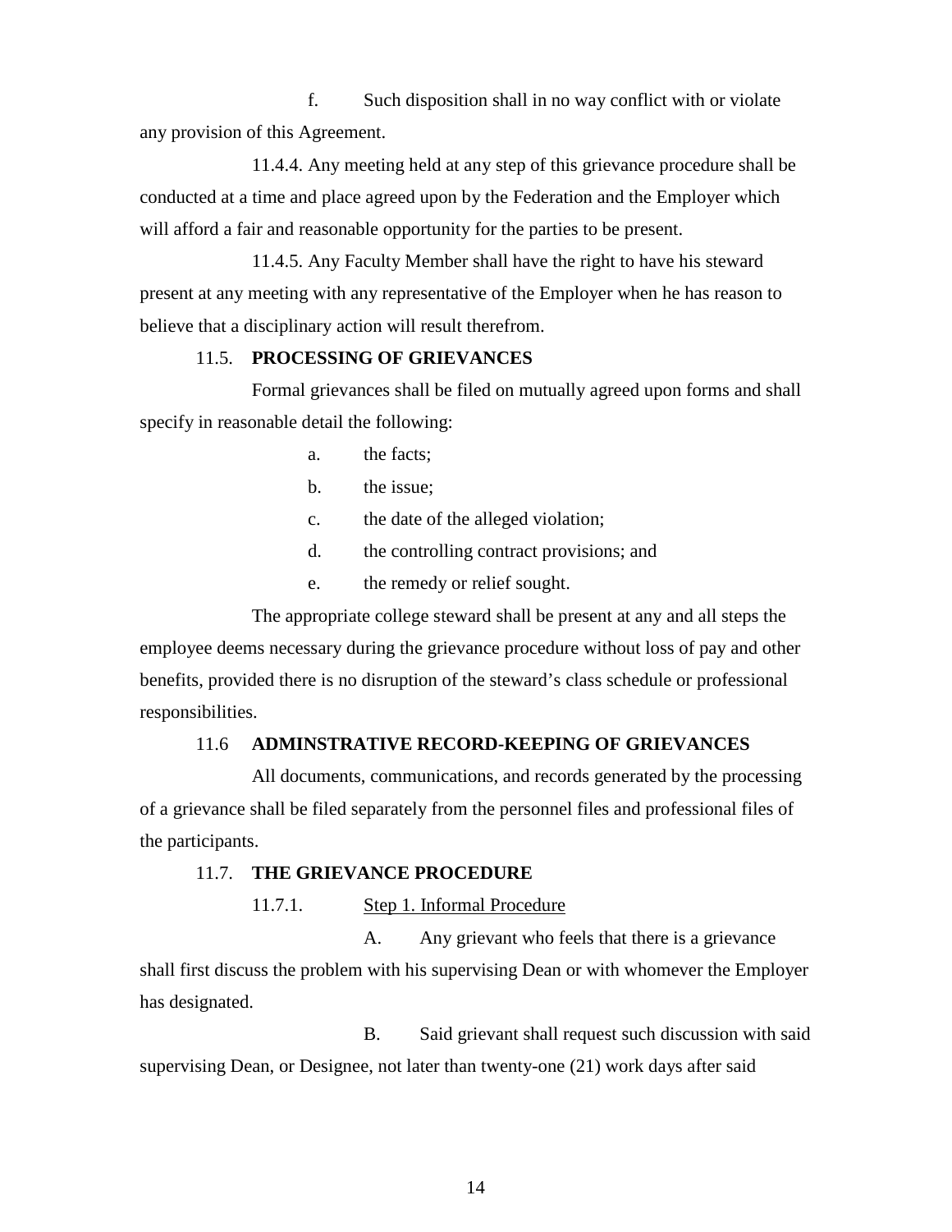f. Such disposition shall in no way conflict with or violate any provision of this Agreement.

11.4.4. Any meeting held at any step of this grievance procedure shall be conducted at a time and place agreed upon by the Federation and the Employer which will afford a fair and reasonable opportunity for the parties to be present.

11.4.5. Any Faculty Member shall have the right to have his steward present at any meeting with any representative of the Employer when he has reason to believe that a disciplinary action will result therefrom.

11.5. **PROCESSING OF GRIEVANCES**

Formal grievances shall be filed on mutually agreed upon forms and shall specify in reasonable detail the following:

a. the facts;

b. the issue;

c. the date of the alleged violation;

d. the controlling contract provisions; and

e. the remedy or relief sought.

The appropriate college steward shall be present at any and all steps the employee deems necessary during the grievance procedure without loss of pay and other benefits, provided there is no disruption of the steward's class schedule or professional responsibilities.

11.6 **ADMINSTRATIVE RECORD-KEEPING OF GRIEVANCES**

All documents, communications, and records generated by the processing of a grievance shall be filed separately from the personnel files and professional files of the participants.

11.7. **THE GRIEVANCE PROCEDURE**

11.7.1. Step 1. Informal Procedure

A. Any grievant who feels that there is a grievance shall first discuss the problem with his supervising Dean or with whomever the Employer has designated.

B. Said grievant shall request such discussion with said supervising Dean, or Designee, not later than twenty-one (21) work days after said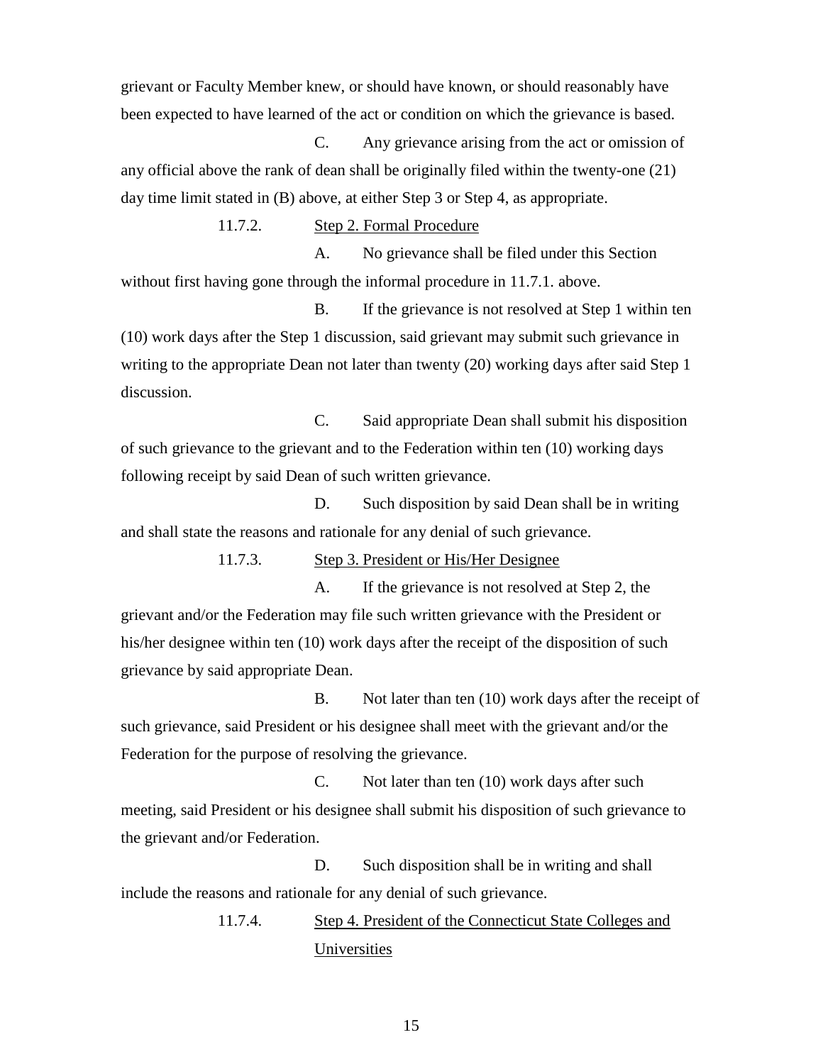grievant or Faculty Member knew, or should have known, or should reasonably have been expected to have learned of the act or condition on which the grievance is based.

C. Any grievance arising from the act or omission of any official above the rank of dean shall be originally filed within the twenty-one (21) day time limit stated in (B) above, at either Step 3 or Step 4, as appropriate.

11.7.2. Step 2. Formal Procedure

A. No grievance shall be filed under this Section without first having gone through the informal procedure in 11.7.1. above.

B. If the grievance is not resolved at Step 1 within ten (10) work days after the Step 1 discussion, said grievant may submit such grievance in writing to the appropriate Dean not later than twenty (20) working days after said Step 1 discussion.

C. Said appropriate Dean shall submit his disposition of such grievance to the grievant and to the Federation within ten (10) working days following receipt by said Dean of such written grievance.

D. Such disposition by said Dean shall be in writing and shall state the reasons and rationale for any denial of such grievance.

11.7.3. Step 3. President or His/Her Designee

A. If the grievance is not resolved at Step 2, the grievant and/or the Federation may file such written grievance with the President or his/her designee within ten (10) work days after the receipt of the disposition of such grievance by said appropriate Dean.

B. Not later than ten (10) work days after the receipt of such grievance, said President or his designee shall meet with the grievant and/or the Federation for the purpose of resolving the grievance.

C. Not later than ten (10) work days after such meeting, said President or his designee shall submit his disposition of such grievance to the grievant and/or Federation.

D. Such disposition shall be in writing and shall include the reasons and rationale for any denial of such grievance.

11.7.4. Step 4. President of the Connecticut State Colleges and Universities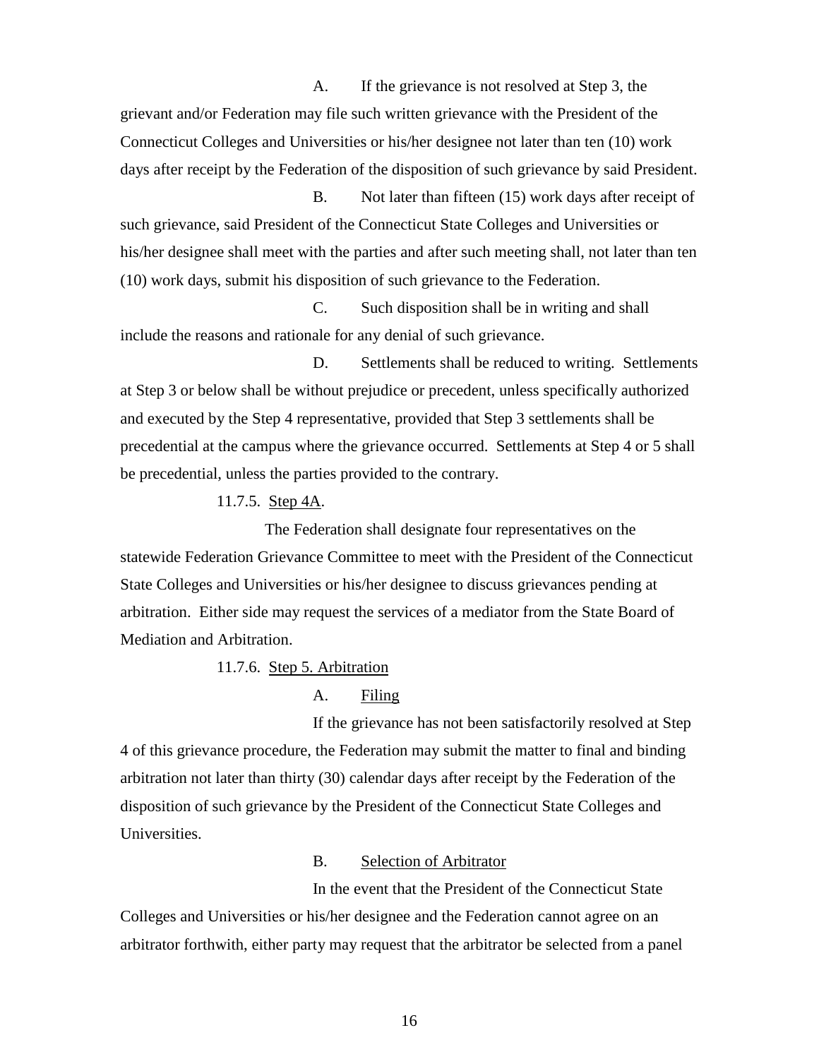A. If the grievance is not resolved at Step 3, the grievant and/or Federation may file such written grievance with the President of the Connecticut Colleges and Universities or his/her designee not later than ten (10) work days after receipt by the Federation of the disposition of such grievance by said President.

B. Not later than fifteen (15) work days after receipt of such grievance, said President of the Connecticut State Colleges and Universities or his/her designee shall meet with the parties and after such meeting shall, not later than ten (10) work days, submit his disposition of such grievance to the Federation.

C. Such disposition shall be in writing and shall include the reasons and rationale for any denial of such grievance.

D. Settlements shall be reduced to writing. Settlements at Step 3 or below shall be without prejudice or precedent, unless specifically authorized and executed by the Step 4 representative, provided that Step 3 settlements shall be precedential at the campus where the grievance occurred. Settlements at Step 4 or 5 shall be precedential, unless the parties provided to the contrary.

11.7.5. <u>Step 4A</u>.

The Federation shall designate four representatives on the statewide Federation Grievance Committee to meet with the President of the Connecticut State Colleges and Universities or his/her designee to discuss grievances pending at arbitration. Either side may request the services of a mediator from the State Board of Mediation and Arbitration.

11.7.6. <u>Step 5. Arbitration</u>

A. <u>Filing</u>

If the grievance has not been satisfactorily resolved at Step 4 of this grievance procedure, the Federation may submit the matter to final and binding arbitration not later than thirty (30) calendar days after receipt by the Federation of the disposition of such grievance by the President of the Connecticut State Colleges and Universities.

B. <u>Selection of Arbitrator</u>

In the event that the President of the Connecticut State Colleges and Universities or his/her designee and the Federation cannot agree on an arbitrator forthwith, either party may request that the arbitrator be selected from a panel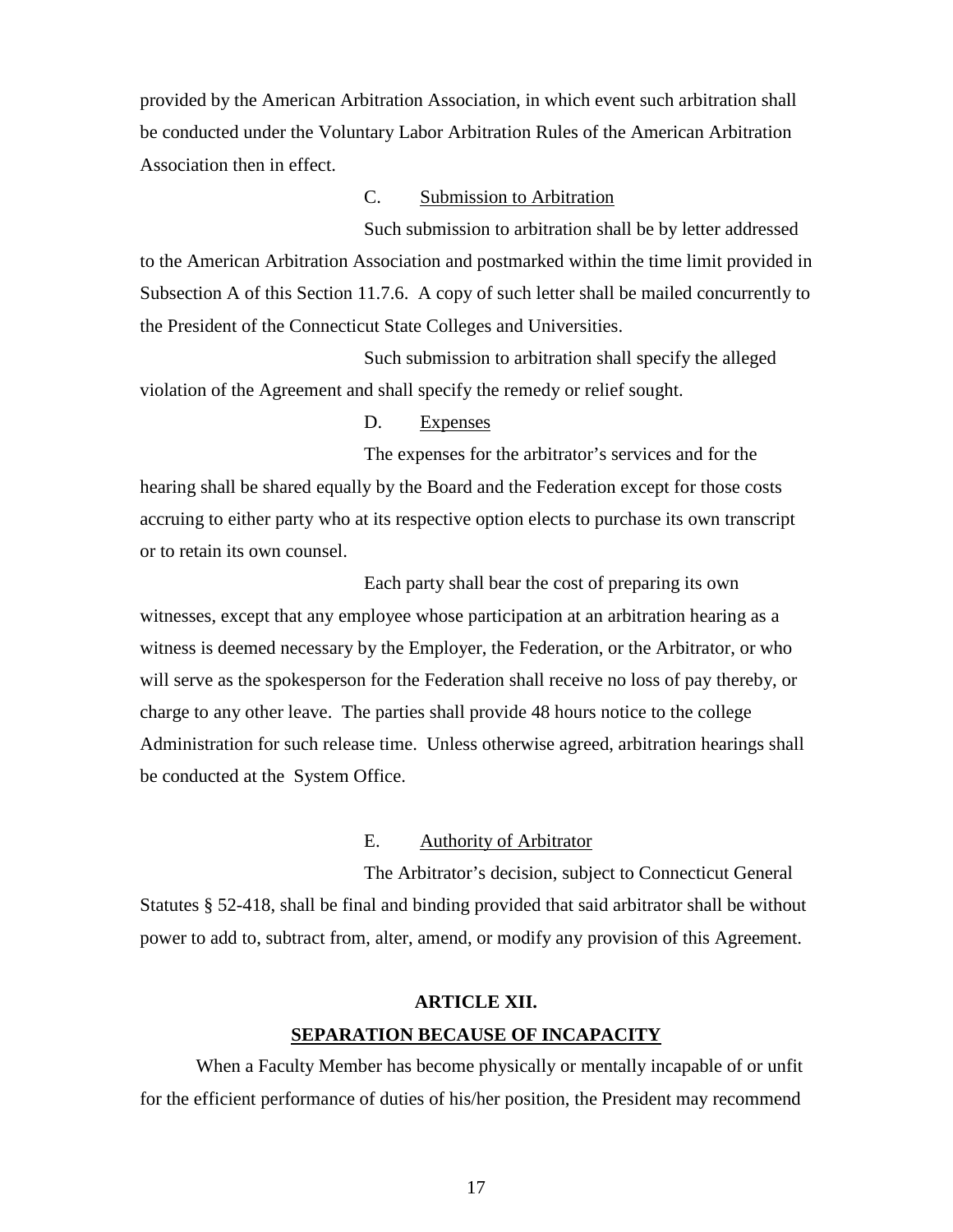provided by the American Arbitration Association, in which event such arbitration shall be conducted under the Voluntary Labor Arbitration Rules of the American Arbitration Association then in effect.

C. Submission to Arbitration

Such submission to arbitration shall be by letter addressed to the American Arbitration Association and postmarked within the time limit provided in Subsection A of this Section 11.7.6. A copy of such letter shall be mailed concurrently to the President of the Connecticut State Colleges and Universities.

Such submission to arbitration shall specify the alleged violation of the Agreement and shall specify the remedy or relief sought.

D. Expenses

The expenses for the arbitrator's services and for the hearing shall be shared equally by the Board and the Federation except for those costs accruing to either party who at its respective option elects to purchase its own transcript or to retain its own counsel.

Each party shall bear the cost of preparing its own witnesses, except that any employee whose participation at an arbitration hearing as a witness is deemed necessary by the Employer, the Federation, or the Arbitrator, or who will serve as the spokesperson for the Federation shall receive no loss of pay thereby, or charge to any other leave. The parties shall provide 48 hours notice to the college Administration for such release time. Unless otherwise agreed, arbitration hearings shall be conducted at the System Office.

E. Authority of Arbitrator

The Arbitrator's decision, subject to Connecticut General Statutes § 52-418, shall be final and binding provided that said arbitrator shall be without power to add to, subtract from, alter, amend, or modify any provision of this Agreement.

## ARTICLE XII.

## SEPARATION BECAUSE OF INCAPACITY

When a Faculty Member has become physically or mentally incapable of or unfit for the efficient performance of duties of his/her position, the President may recommend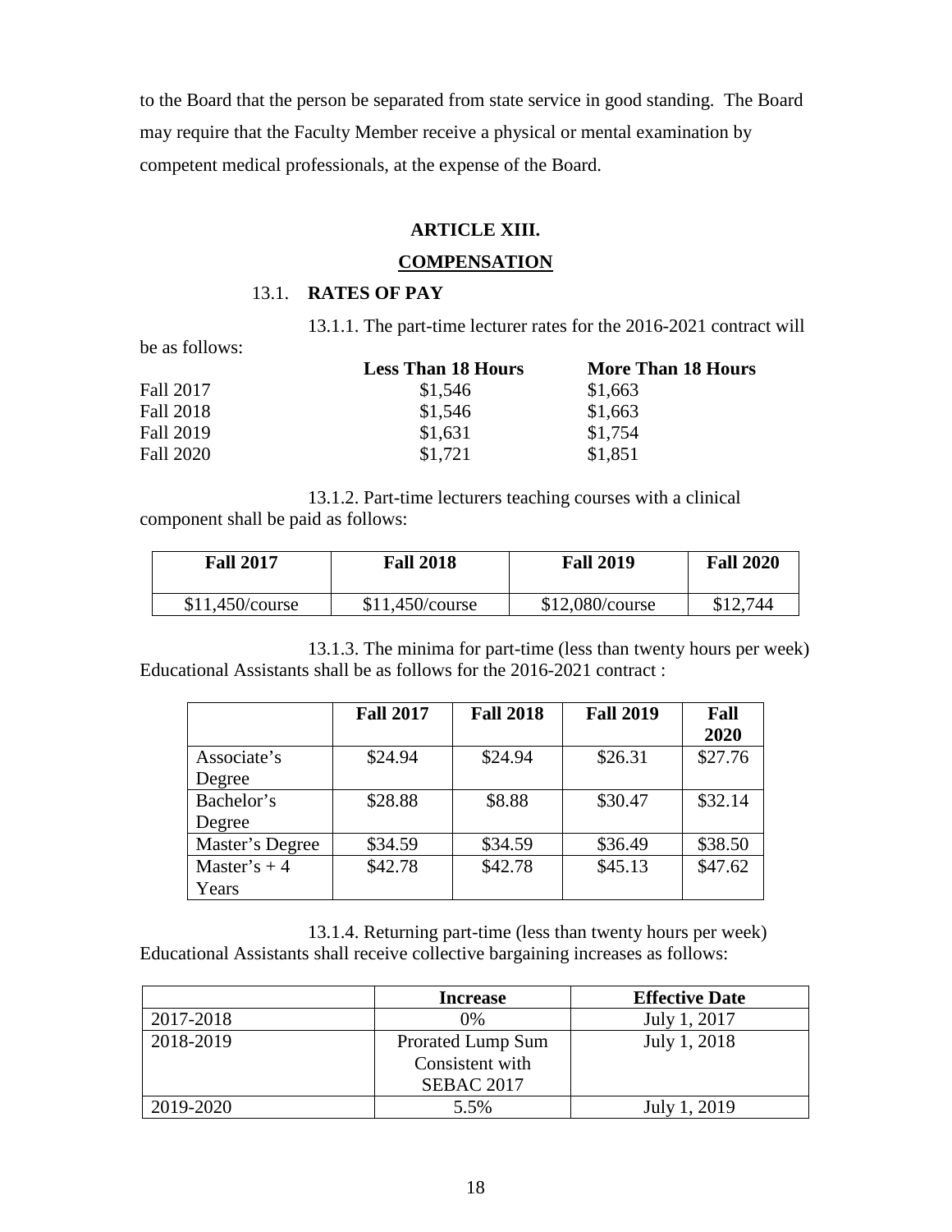to the Board that the person be separated from state service in good standing. The Board may require that the Faculty Member receive a physical or mental examination by competent medical professionals, at the expense of the Board.

## ARTICLE XIII.

## COMPENSATION

### 13.1. RATES OF PAY

13.1.1. The part-time lecturer rates for the 2016-2021 contract will be as follows:

| | Less Than 18 Hours | More Than 18 Hours |
|---|---|---|
| Fall 2017 | $1,546 | $1,663 |
| Fall 2018 | $1,546 | $1,663 |
| Fall 2019 | $1,631 | $1,754 |
| Fall 2020 | $1,721 | $1,851 |

13.1.2. Part-time lecturers teaching courses with a clinical component shall be paid as follows:

| Fall 2017 | Fall 2018 | Fall 2019 | Fall 2020 |
|---|---|---|---|
| $11,450/course | $11,450/course | $12,080/course | $12,744 |

13.1.3. The minima for part-time (less than twenty hours per week) Educational Assistants shall be as follows for the 2016-2021 contract :

| | Fall 2017 | Fall 2018 | Fall 2019 | Fall 2020 |
|---|---|---|---|---|
| Associate's Degree | $24.94 | $24.94 | $26.31 | $27.76 |
| Bachelor's Degree | $28.88 | $8.88 | $30.47 | $32.14 |
| Master's Degree | $34.59 | $34.59 | $36.49 | $38.50 |
| Master's + 4 Years | $42.78 | $42.78 | $45.13 | $47.62 |

13.1.4. Returning part-time (less than twenty hours per week) Educational Assistants shall receive collective bargaining increases as follows:

| | Increase | Effective Date |
|---|---|---|
| 2017-2018 | 0% | July 1, 2017 |
| 2018-2019 | Prorated Lump Sum Consistent with SEBAC 2017 | July 1, 2018 |
| 2019-2020 | 5.5% | July 1, 2019 |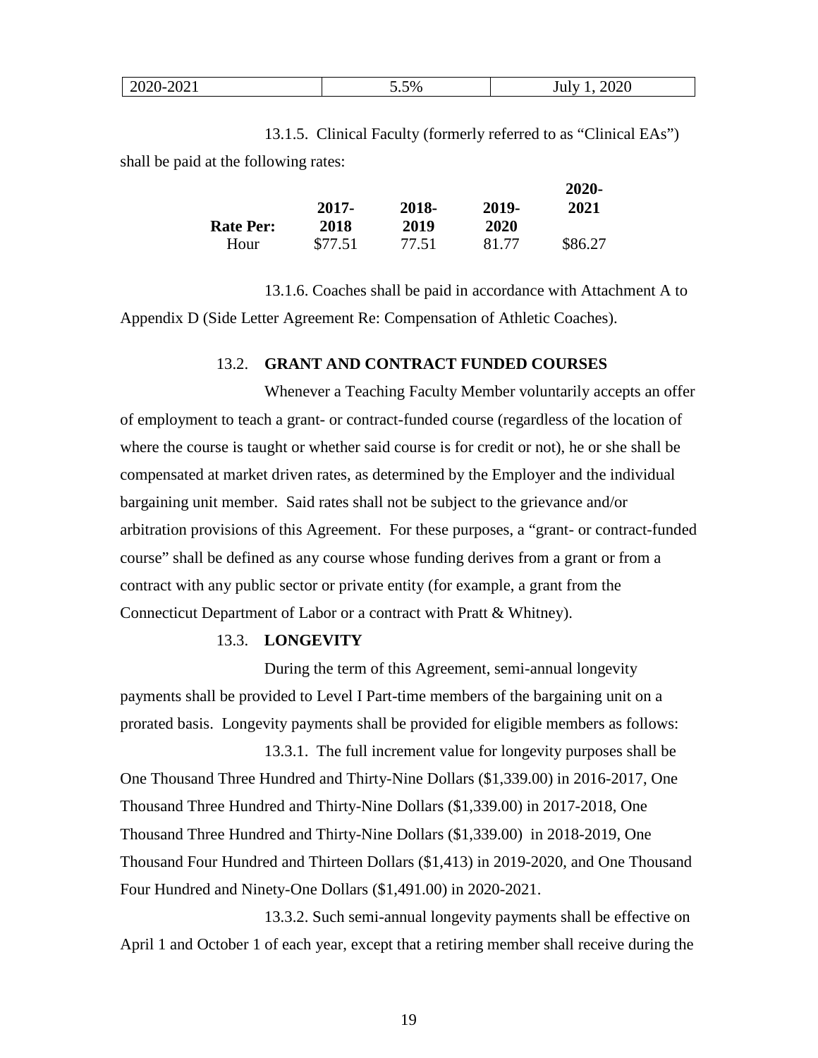| 2020-2021 | 5.5% | July 1, 2020 |
|---|---|---|

13.1.5. Clinical Faculty (formerly referred to as “Clinical EAs”) shall be paid at the following rates:

| **Rate Per:** | **2017-2018** | **2018-2019** | **2019-2020** | **2020-2021** |
|---|---|---|---|---|
| Hour | $77.51 | 77.51 | 81.77 | $86.27 |

13.1.6. Coaches shall be paid in accordance with Attachment A to Appendix D (Side Letter Agreement Re: Compensation of Athletic Coaches).

### 13.2. GRANT AND CONTRACT FUNDED COURSES

Whenever a Teaching Faculty Member voluntarily accepts an offer of employment to teach a grant- or contract-funded course (regardless of the location of where the course is taught or whether said course is for credit or not), he or she shall be compensated at market driven rates, as determined by the Employer and the individual bargaining unit member. Said rates shall not be subject to the grievance and/or arbitration provisions of this Agreement. For these purposes, a “grant- or contract-funded course” shall be defined as any course whose funding derives from a grant or from a contract with any public sector or private entity (for example, a grant from the Connecticut Department of Labor or a contract with Pratt & Whitney).

### 13.3. LONGEVITY

During the term of this Agreement, semi-annual longevity payments shall be provided to Level I Part-time members of the bargaining unit on a prorated basis. Longevity payments shall be provided for eligible members as follows:

13.3.1. The full increment value for longevity purposes shall be One Thousand Three Hundred and Thirty-Nine Dollars ($1,339.00) in 2016-2017, One Thousand Three Hundred and Thirty-Nine Dollars ($1,339.00) in 2017-2018, One Thousand Three Hundred and Thirty-Nine Dollars ($1,339.00) in 2018-2019, One Thousand Four Hundred and Thirteen Dollars ($1,413) in 2019-2020, and One Thousand Four Hundred and Ninety-One Dollars ($1,491.00) in 2020-2021.

13.3.2. Such semi-annual longevity payments shall be effective on April 1 and October 1 of each year, except that a retiring member shall receive during the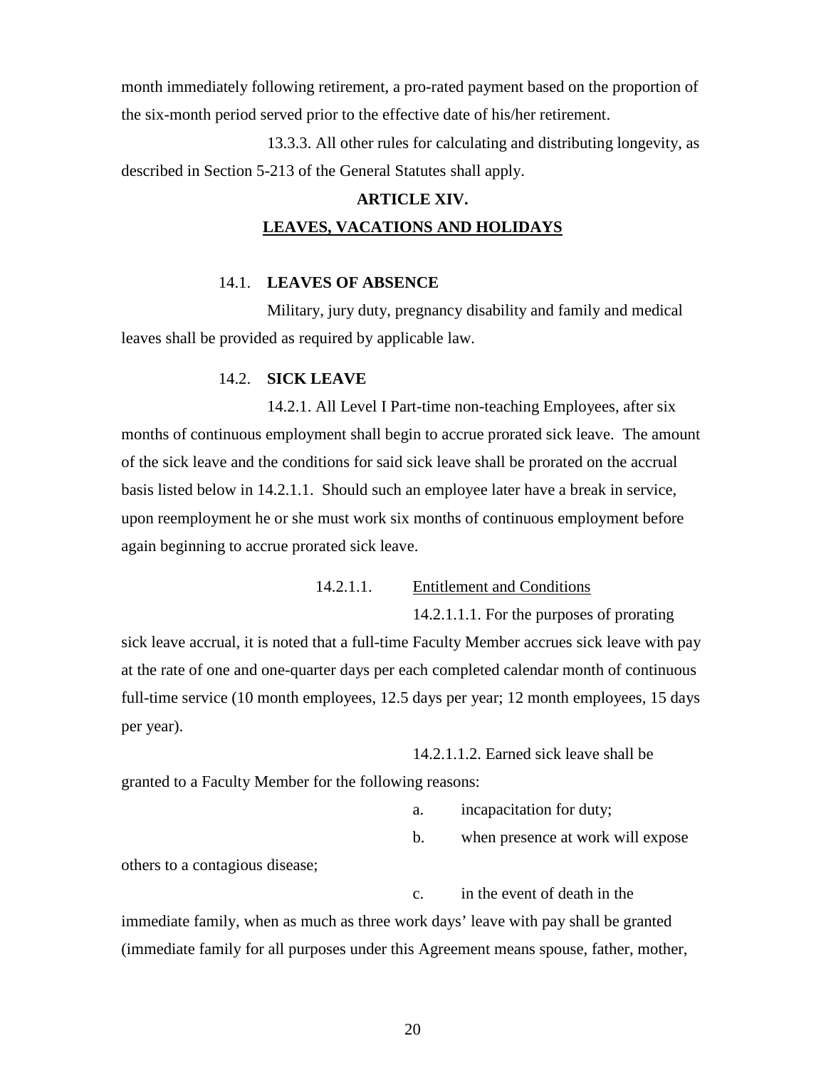month immediately following retirement, a pro-rated payment based on the proportion of the six-month period served prior to the effective date of his/her retirement.

13.3.3. All other rules for calculating and distributing longevity, as described in Section 5-213 of the General Statutes shall apply.

## ARTICLE XIV.

## LEAVES, VACATIONS AND HOLIDAYS

### 14.1. LEAVES OF ABSENCE

Military, jury duty, pregnancy disability and family and medical leaves shall be provided as required by applicable law.

### 14.2. SICK LEAVE

14.2.1. All Level I Part-time non-teaching Employees, after six months of continuous employment shall begin to accrue prorated sick leave. The amount of the sick leave and the conditions for said sick leave shall be prorated on the accrual basis listed below in 14.2.1.1. Should such an employee later have a break in service, upon reemployment he or she must work six months of continuous employment before again beginning to accrue prorated sick leave.

14.2.1.1. Entitlement and Conditions

14.2.1.1.1. For the purposes of prorating sick leave accrual, it is noted that a full-time Faculty Member accrues sick leave with pay at the rate of one and one-quarter days per each completed calendar month of continuous full-time service (10 month employees, 12.5 days per year; 12 month employees, 15 days per year).

14.2.1.1.2. Earned sick leave shall be granted to a Faculty Member for the following reasons:

a. incapacitation for duty;

b. when presence at work will expose others to a contagious disease;

c. in the event of death in the immediate family, when as much as three work days' leave with pay shall be granted (immediate family for all purposes under this Agreement means spouse, father, mother,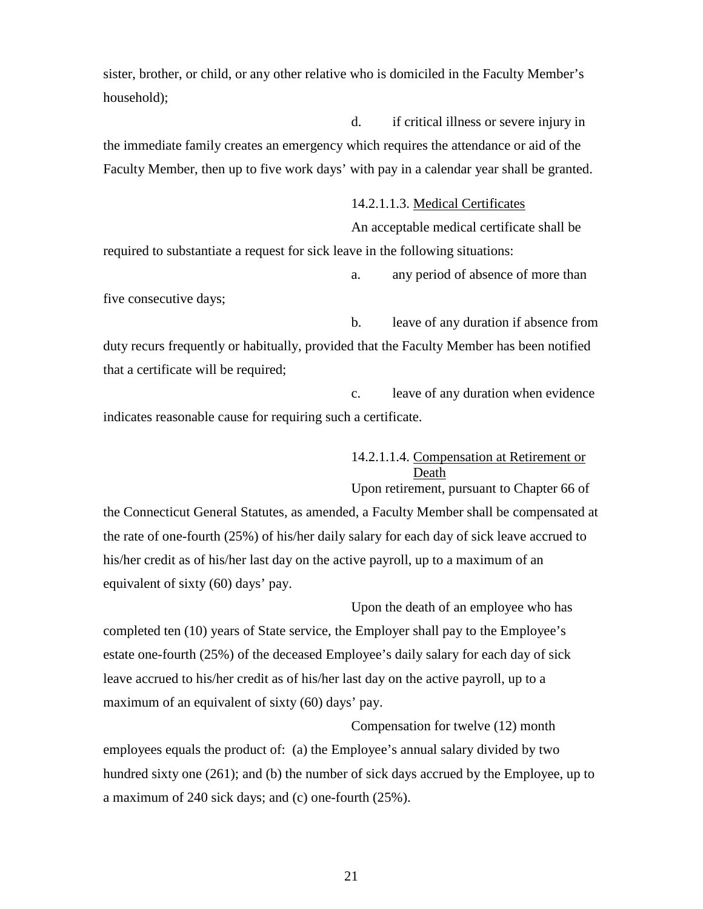sister, brother, or child, or any other relative who is domiciled in the Faculty Member's household);

d. if critical illness or severe injury in the immediate family creates an emergency which requires the attendance or aid of the Faculty Member, then up to five work days' with pay in a calendar year shall be granted.

14.2.1.1.3. Medical Certificates

An acceptable medical certificate shall be required to substantiate a request for sick leave in the following situations:

a. any period of absence of more than five consecutive days;

b. leave of any duration if absence from duty recurs frequently or habitually, provided that the Faculty Member has been notified that a certificate will be required;

c. leave of any duration when evidence indicates reasonable cause for requiring such a certificate.

14.2.1.1.4. Compensation at Retirement or Death

Upon retirement, pursuant to Chapter 66 of the Connecticut General Statutes, as amended, a Faculty Member shall be compensated at the rate of one-fourth (25%) of his/her daily salary for each day of sick leave accrued to his/her credit as of his/her last day on the active payroll, up to a maximum of an equivalent of sixty (60) days' pay.

Upon the death of an employee who has completed ten (10) years of State service, the Employer shall pay to the Employee's estate one-fourth (25%) of the deceased Employee's daily salary for each day of sick leave accrued to his/her credit as of his/her last day on the active payroll, up to a maximum of an equivalent of sixty (60) days' pay.

Compensation for twelve (12) month employees equals the product of: (a) the Employee's annual salary divided by two hundred sixty one (261); and (b) the number of sick days accrued by the Employee, up to a maximum of 240 sick days; and (c) one-fourth (25%).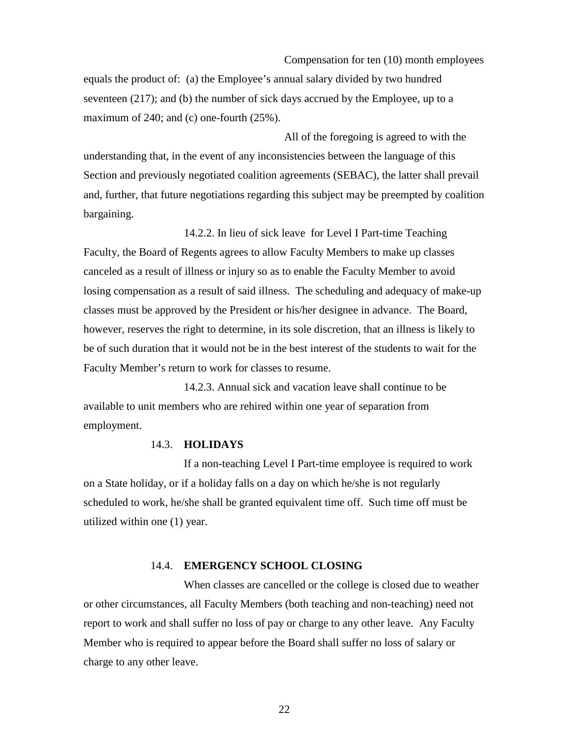Compensation for ten (10) month employees equals the product of: (a) the Employee's annual salary divided by two hundred seventeen (217); and (b) the number of sick days accrued by the Employee, up to a maximum of 240; and (c) one-fourth (25%).

All of the foregoing is agreed to with the understanding that, in the event of any inconsistencies between the language of this Section and previously negotiated coalition agreements (SEBAC), the latter shall prevail and, further, that future negotiations regarding this subject may be preempted by coalition bargaining.

14.2.2. In lieu of sick leave for Level I Part-time Teaching Faculty, the Board of Regents agrees to allow Faculty Members to make up classes canceled as a result of illness or injury so as to enable the Faculty Member to avoid losing compensation as a result of said illness. The scheduling and adequacy of make-up classes must be approved by the President or his/her designee in advance. The Board, however, reserves the right to determine, in its sole discretion, that an illness is likely to be of such duration that it would not be in the best interest of the students to wait for the Faculty Member's return to work for classes to resume.

14.2.3. Annual sick and vacation leave shall continue to be available to unit members who are rehired within one year of separation from employment.

### 14.3. **HOLIDAYS**

If a non-teaching Level I Part-time employee is required to work on a State holiday, or if a holiday falls on a day on which he/she is not regularly scheduled to work, he/she shall be granted equivalent time off. Such time off must be utilized within one (1) year.

### 14.4. **EMERGENCY SCHOOL CLOSING**

When classes are cancelled or the college is closed due to weather or other circumstances, all Faculty Members (both teaching and non-teaching) need not report to work and shall suffer no loss of pay or charge to any other leave. Any Faculty Member who is required to appear before the Board shall suffer no loss of salary or charge to any other leave.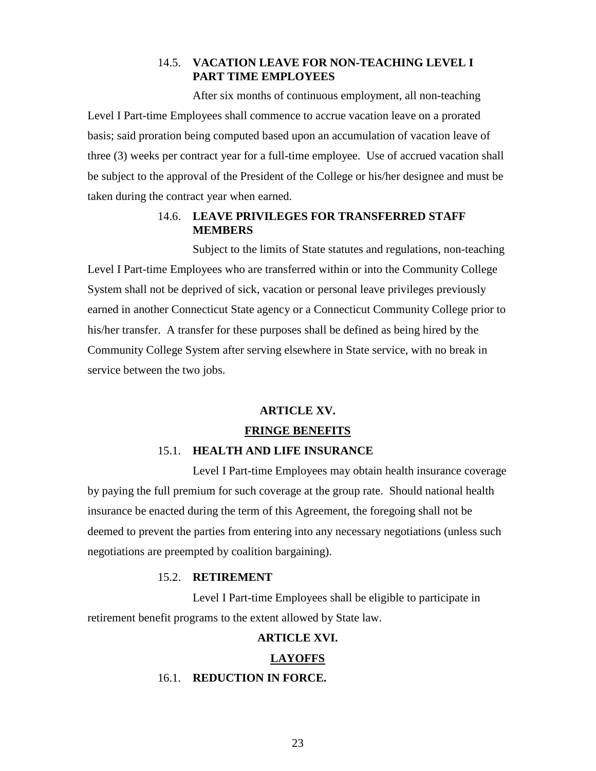### 14.5. VACATION LEAVE FOR NON-TEACHING LEVEL I PART TIME EMPLOYEES

After six months of continuous employment, all non-teaching Level I Part-time Employees shall commence to accrue vacation leave on a prorated basis; said proration being computed based upon an accumulation of vacation leave of three (3) weeks per contract year for a full-time employee. Use of accrued vacation shall be subject to the approval of the President of the College or his/her designee and must be taken during the contract year when earned.

### 14.6. LEAVE PRIVILEGES FOR TRANSFERRED STAFF MEMBERS

Subject to the limits of State statutes and regulations, non-teaching Level I Part-time Employees who are transferred within or into the Community College System shall not be deprived of sick, vacation or personal leave privileges previously earned in another Connecticut State agency or a Connecticut Community College prior to his/her transfer. A transfer for these purposes shall be defined as being hired by the Community College System after serving elsewhere in State service, with no break in service between the two jobs.

## ARTICLE XV.

## FRINGE BENEFITS

### 15.1. HEALTH AND LIFE INSURANCE

Level I Part-time Employees may obtain health insurance coverage by paying the full premium for such coverage at the group rate. Should national health insurance be enacted during the term of this Agreement, the foregoing shall not be deemed to prevent the parties from entering into any necessary negotiations (unless such negotiations are preempted by coalition bargaining).

### 15.2. RETIREMENT

Level I Part-time Employees shall be eligible to participate in retirement benefit programs to the extent allowed by State law.

## ARTICLE XVI.

## LAYOFFS

### 16.1. REDUCTION IN FORCE.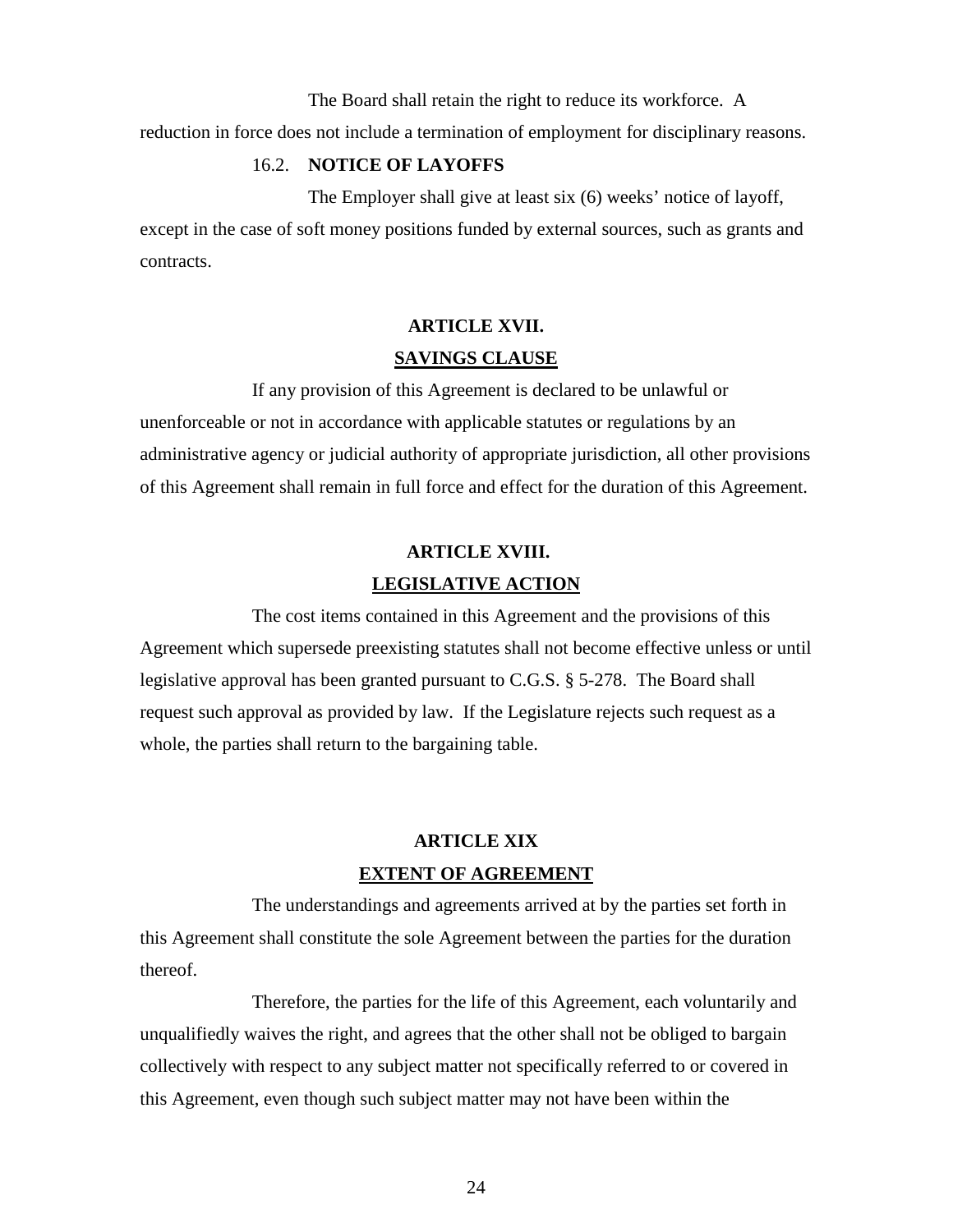The Board shall retain the right to reduce its workforce. A reduction in force does not include a termination of employment for disciplinary reasons.

### 16.2. NOTICE OF LAYOFFS

The Employer shall give at least six (6) weeks' notice of layoff, except in the case of soft money positions funded by external sources, such as grants and contracts.

## ARTICLE XVII.
## SAVINGS CLAUSE

If any provision of this Agreement is declared to be unlawful or unenforceable or not in accordance with applicable statutes or regulations by an administrative agency or judicial authority of appropriate jurisdiction, all other provisions of this Agreement shall remain in full force and effect for the duration of this Agreement.

## ARTICLE XVIII.
## LEGISLATIVE ACTION

The cost items contained in this Agreement and the provisions of this Agreement which supersede preexisting statutes shall not become effective unless or until legislative approval has been granted pursuant to C.G.S. § 5-278. The Board shall request such approval as provided by law. If the Legislature rejects such request as a whole, the parties shall return to the bargaining table.

## ARTICLE XIX
## EXTENT OF AGREEMENT

The understandings and agreements arrived at by the parties set forth in this Agreement shall constitute the sole Agreement between the parties for the duration thereof.

Therefore, the parties for the life of this Agreement, each voluntarily and unqualifiedly waives the right, and agrees that the other shall not be obliged to bargain collectively with respect to any subject matter not specifically referred to or covered in this Agreement, even though such subject matter may not have been within the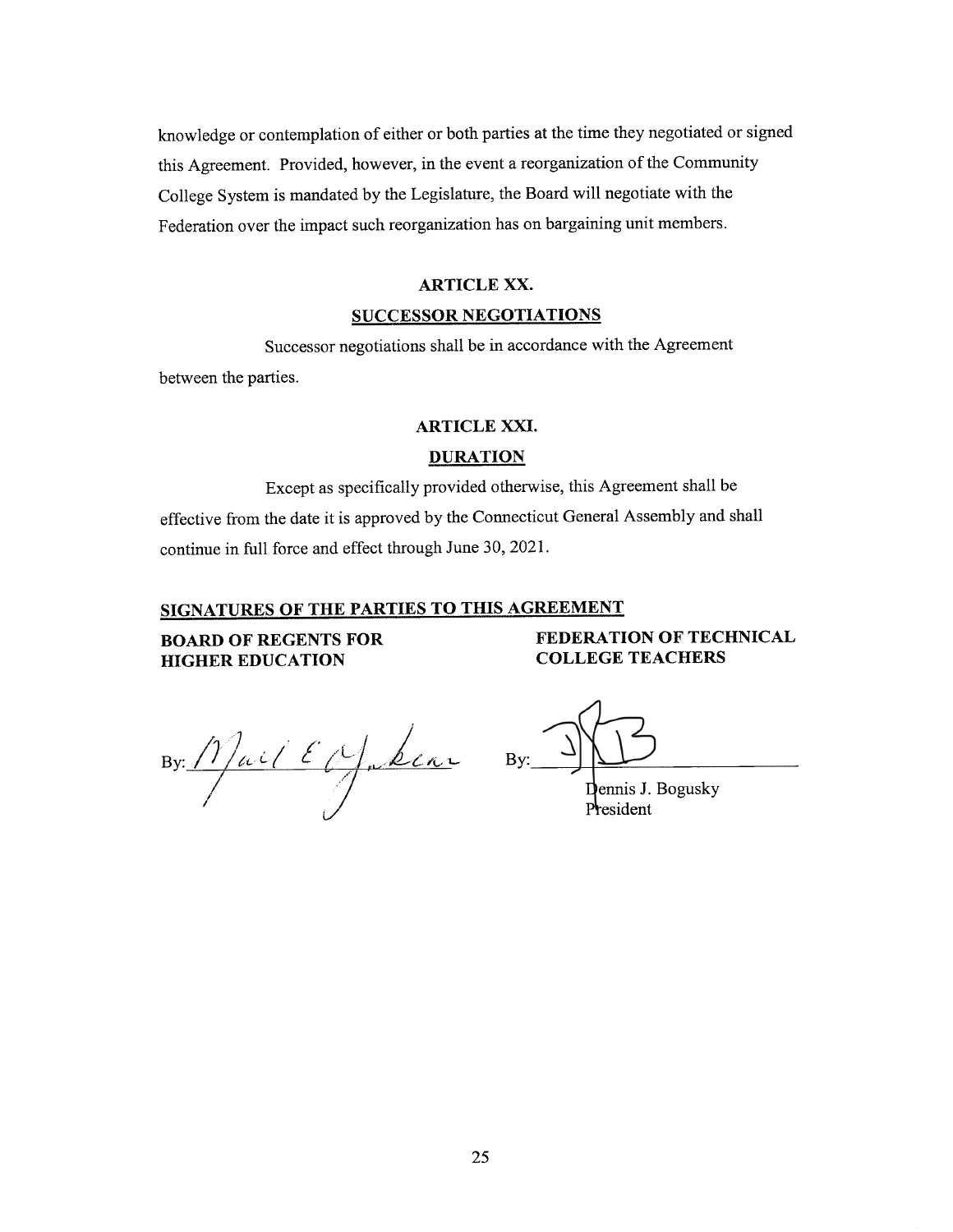knowledge or contemplation of either or both parties at the time they negotiated or signed this Agreement. Provided, however, in the event a reorganization of the Community College System is mandated by the Legislature, the Board will negotiate with the Federation over the impact such reorganization has on bargaining unit members.

## ARTICLE XX.

## SUCCESSOR NEGOTIATIONS

Successor negotiations shall be in accordance with the Agreement between the parties.

## ARTICLE XXI.

## DURATION

Except as specifically provided otherwise, this Agreement shall be effective from the date it is approved by the Connecticut General Assembly and shall continue in full force and effect through June 30, 2021.

## SIGNATURES OF THE PARTIES TO THIS AGREEMENT

**BOARD OF REGENTS FOR HIGHER EDUCATION**

By: ______________________

**FEDERATION OF TECHNICAL COLLEGE TEACHERS**

By: ______________________
Dennis J. Bogusky
President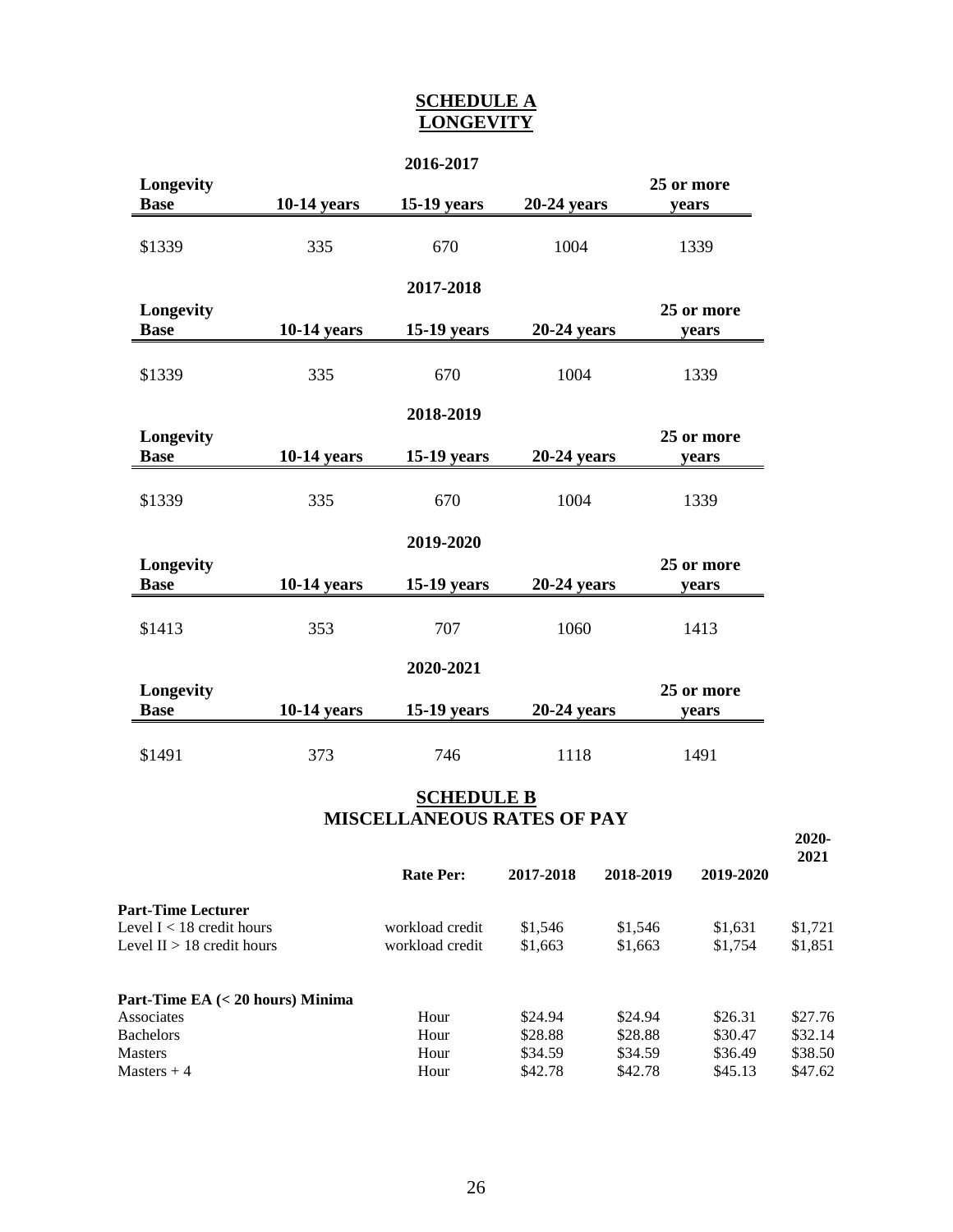## SCHEDULE A
## LONGEVITY

**2016-2017**

| Longevity Base | 10-14 years | 15-19 years | 20-24 years | 25 or more years |
|---|---|---|---|---|
| $1339 | 335 | 670 | 1004 | 1339 |

**2017-2018**

| Longevity Base | 10-14 years | 15-19 years | 20-24 years | 25 or more years |
|---|---|---|---|---|
| $1339 | 335 | 670 | 1004 | 1339 |

**2018-2019**

| Longevity Base | 10-14 years | 15-19 years | 20-24 years | 25 or more years |
|---|---|---|---|---|
| $1339 | 335 | 670 | 1004 | 1339 |

**2019-2020**

| Longevity Base | 10-14 years | 15-19 years | 20-24 years | 25 or more years |
|---|---|---|---|---|
| $1413 | 353 | 707 | 1060 | 1413 |

**2020-2021**

| Longevity Base | 10-14 years | 15-19 years | 20-24 years | 25 or more years |
|---|---|---|---|---|
| $1491 | 373 | 746 | 1118 | 1491 |

## SCHEDULE B
## MISCELLANEOUS RATES OF PAY

| | Rate Per: | 2017-2018 | 2018-2019 | 2019-2020 | 2020-2021 |
|---|---|---|---|---|---|
| **Part-Time Lecturer** | | | | | |
| Level I < 18 credit hours | workload credit | $1,546 | $1,546 | $1,631 | $1,721 |
| Level II > 18 credit hours | workload credit | $1,663 | $1,663 | $1,754 | $1,851 |
| **Part-Time EA (< 20 hours) Minima** | | | | | |
| Associates | Hour | $24.94 | $24.94 | $26.31 | $27.76 |
| Bachelors | Hour | $28.88 | $28.88 | $30.47 | $32.14 |
| Masters | Hour | $34.59 | $34.59 | $36.49 | $38.50 |
| Masters + 4 | Hour | $42.78 | $42.78 | $45.13 | $47.62 |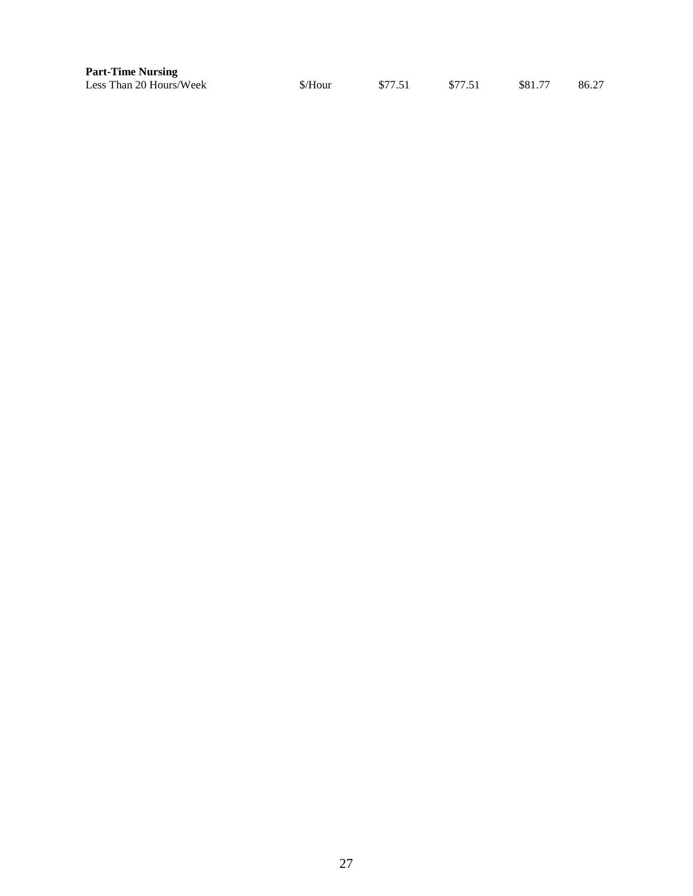| **Part-Time Nursing** | | | | | |
|---|---|---|---|---|---|
| Less Than 20 Hours/Week | $/Hour | $77.51 | $77.51 | $81.77 | 86.27 |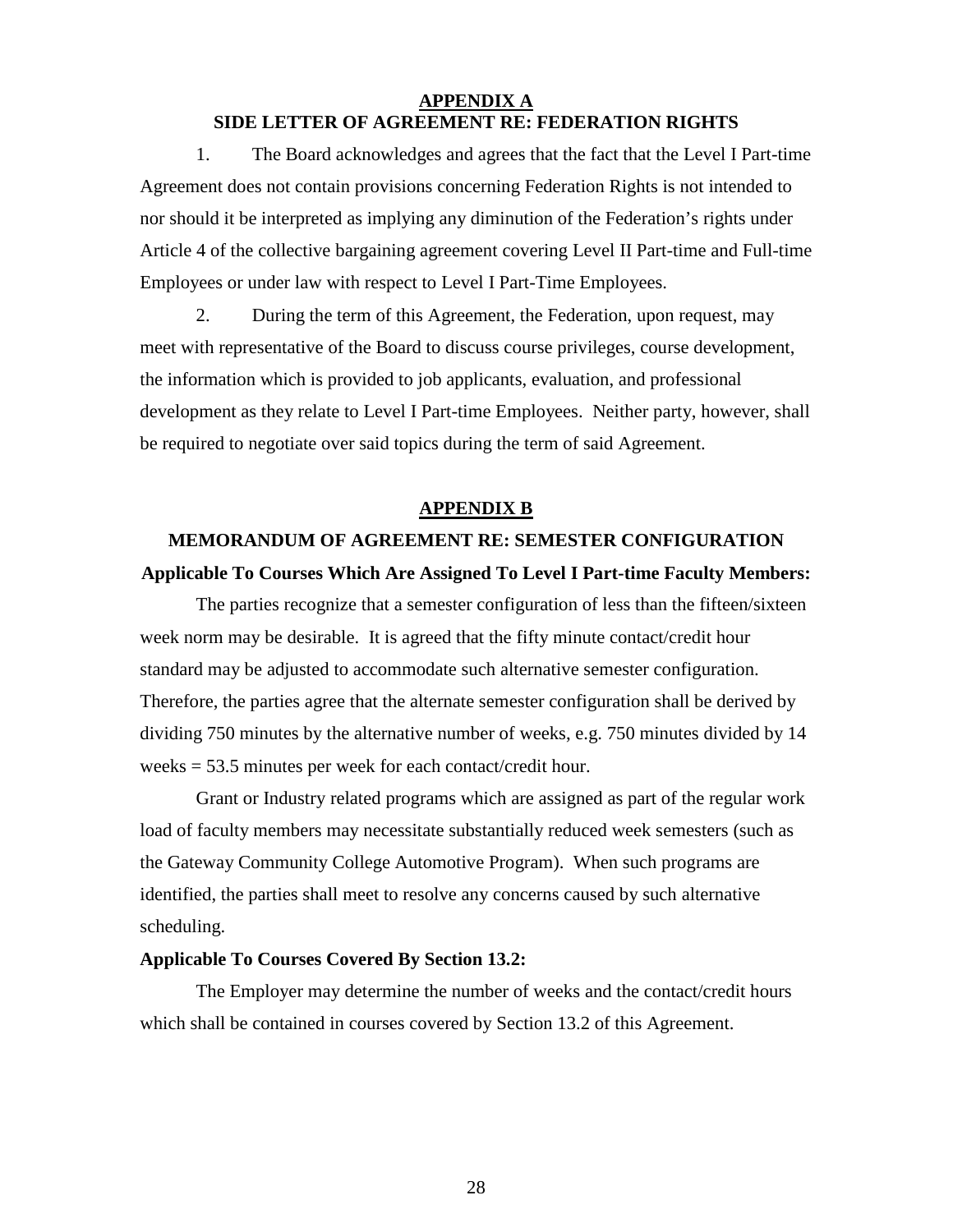## APPENDIX A
## SIDE LETTER OF AGREEMENT RE: FEDERATION RIGHTS

1. The Board acknowledges and agrees that the fact that the Level I Part-time Agreement does not contain provisions concerning Federation Rights is not intended to nor should it be interpreted as implying any diminution of the Federation's rights under Article 4 of the collective bargaining agreement covering Level II Part-time and Full-time Employees or under law with respect to Level I Part-Time Employees.

2. During the term of this Agreement, the Federation, upon request, may meet with representative of the Board to discuss course privileges, course development, the information which is provided to job applicants, evaluation, and professional development as they relate to Level I Part-time Employees. Neither party, however, shall be required to negotiate over said topics during the term of said Agreement.

## APPENDIX B
## MEMORANDUM OF AGREEMENT RE: SEMESTER CONFIGURATION

**Applicable To Courses Which Are Assigned To Level I Part-time Faculty Members:**

The parties recognize that a semester configuration of less than the fifteen/sixteen week norm may be desirable. It is agreed that the fifty minute contact/credit hour standard may be adjusted to accommodate such alternative semester configuration. Therefore, the parties agree that the alternate semester configuration shall be derived by dividing 750 minutes by the alternative number of weeks, e.g. 750 minutes divided by 14 weeks = 53.5 minutes per week for each contact/credit hour.

Grant or Industry related programs which are assigned as part of the regular work load of faculty members may necessitate substantially reduced week semesters (such as the Gateway Community College Automotive Program). When such programs are identified, the parties shall meet to resolve any concerns caused by such alternative scheduling.

**Applicable To Courses Covered By Section 13.2:**

The Employer may determine the number of weeks and the contact/credit hours which shall be contained in courses covered by Section 13.2 of this Agreement.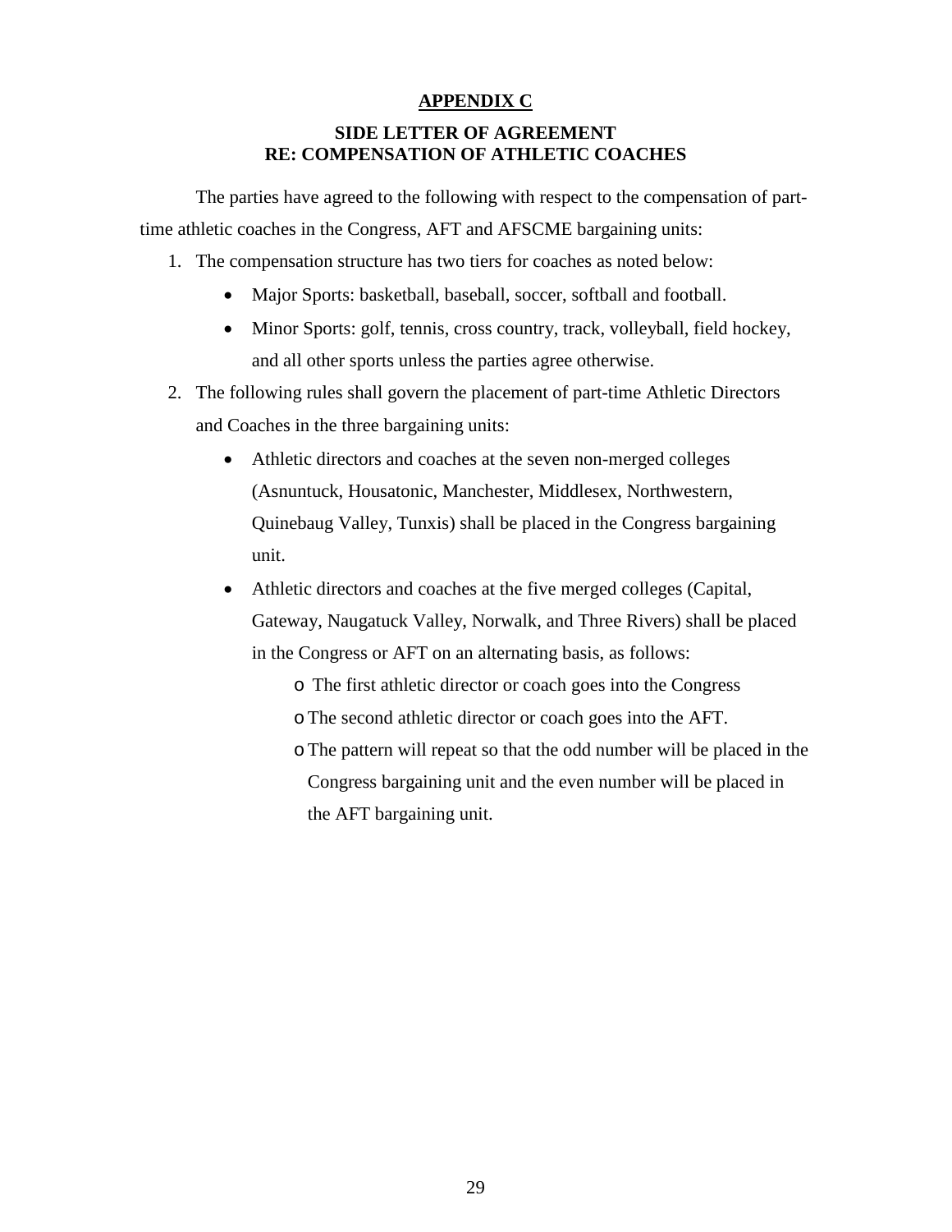## APPENDIX C

### SIDE LETTER OF AGREEMENT
### RE: COMPENSATION OF ATHLETIC COACHES

The parties have agreed to the following with respect to the compensation of part-time athletic coaches in the Congress, AFT and AFSCME bargaining units:

1. The compensation structure has two tiers for coaches as noted below:
   - Major Sports: basketball, baseball, soccer, softball and football.
   - Minor Sports: golf, tennis, cross country, track, volleyball, field hockey, and all other sports unless the parties agree otherwise.
2. The following rules shall govern the placement of part-time Athletic Directors and Coaches in the three bargaining units:
   - Athletic directors and coaches at the seven non-merged colleges (Asnuntuck, Housatonic, Manchester, Middlesex, Northwestern, Quinebaug Valley, Tunxis) shall be placed in the Congress bargaining unit.
   - Athletic directors and coaches at the five merged colleges (Capital, Gateway, Naugatuck Valley, Norwalk, and Three Rivers) shall be placed in the Congress or AFT on an alternating basis, as follows:
     - The first athletic director or coach goes into the Congress
     - The second athletic director or coach goes into the AFT.
     - The pattern will repeat so that the odd number will be placed in the Congress bargaining unit and the even number will be placed in the AFT bargaining unit.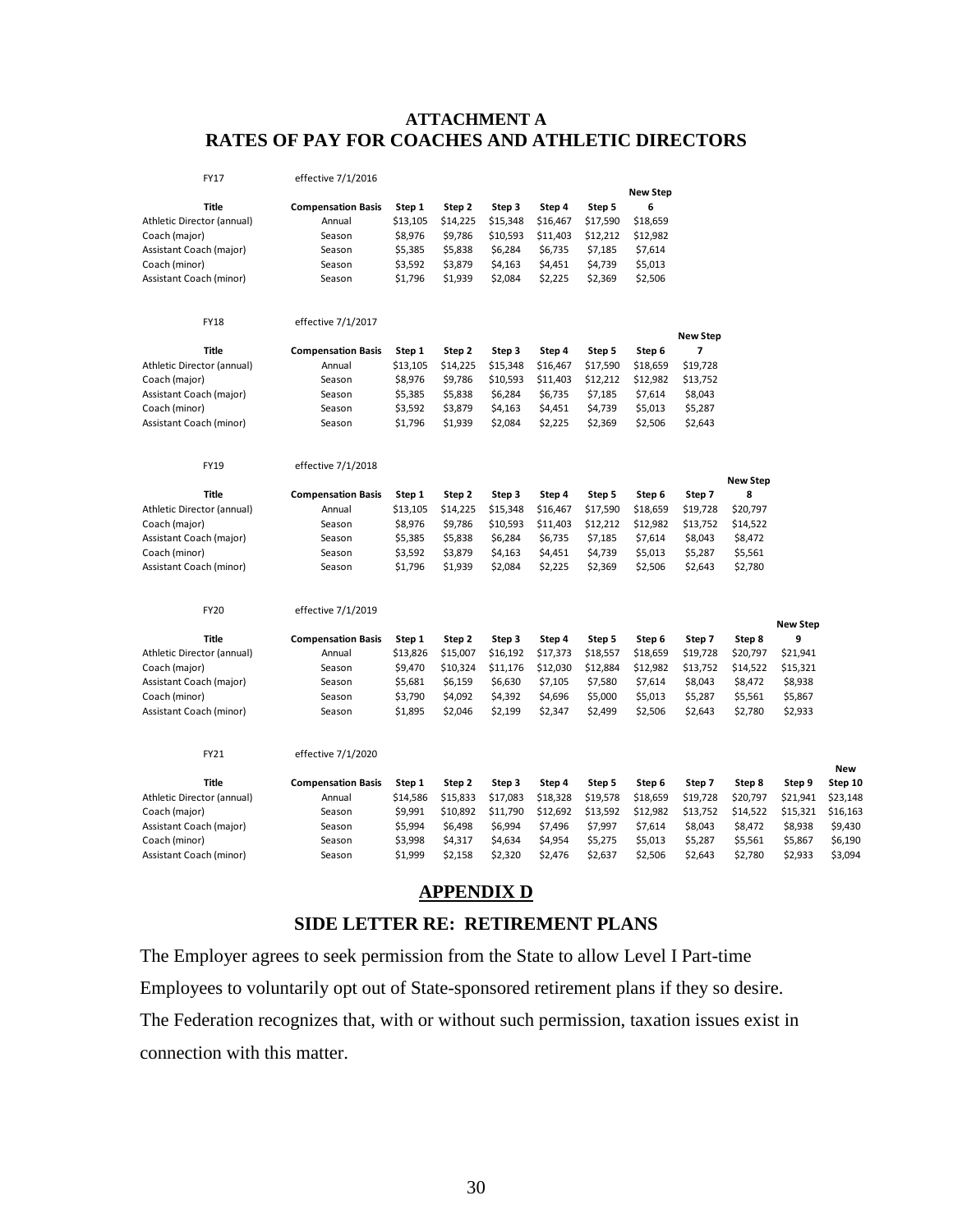# ATTACHMENT A
# RATES OF PAY FOR COACHES AND ATHLETIC DIRECTORS

FY17 effective 7/1/2016

| Title | Compensation Basis | Step 1 | Step 2 | Step 3 | Step 4 | Step 5 | New Step 6 |
|---|---|---|---|---|---|---|---|
| Athletic Director (annual) | Annual | $13,105 | $14,225 | $15,348 | $16,467 | $17,590 | $18,659 |
| Coach (major) | Season | $8,976 | $9,786 | $10,593 | $11,403 | $12,212 | $12,982 |
| Assistant Coach (major) | Season | $5,385 | $5,838 | $6,284 | $6,735 | $7,185 | $7,614 |
| Coach (minor) | Season | $3,592 | $3,879 | $4,163 | $4,451 | $4,739 | $5,013 |
| Assistant Coach (minor) | Season | $1,796 | $1,939 | $2,084 | $2,225 | $2,369 | $2,506 |

FY18 effective 7/1/2017

| Title | Compensation Basis | Step 1 | Step 2 | Step 3 | Step 4 | Step 5 | Step 6 | New Step 7 |
|---|---|---|---|---|---|---|---|---|
| Athletic Director (annual) | Annual | $13,105 | $14,225 | $15,348 | $16,467 | $17,590 | $18,659 | $19,728 |
| Coach (major) | Season | $8,976 | $9,786 | $10,593 | $11,403 | $12,212 | $12,982 | $13,752 |
| Assistant Coach (major) | Season | $5,385 | $5,838 | $6,284 | $6,735 | $7,185 | $7,614 | $8,043 |
| Coach (minor) | Season | $3,592 | $3,879 | $4,163 | $4,451 | $4,739 | $5,013 | $5,287 |
| Assistant Coach (minor) | Season | $1,796 | $1,939 | $2,084 | $2,225 | $2,369 | $2,506 | $2,643 |

FY19 effective 7/1/2018

| Title | Compensation Basis | Step 1 | Step 2 | Step 3 | Step 4 | Step 5 | Step 6 | Step 7 | New Step 8 |
|---|---|---|---|---|---|---|---|---|---|
| Athletic Director (annual) | Annual | $13,105 | $14,225 | $15,348 | $16,467 | $17,590 | $18,659 | $19,728 | $20,797 |
| Coach (major) | Season | $8,976 | $9,786 | $10,593 | $11,403 | $12,212 | $12,982 | $13,752 | $14,522 |
| Assistant Coach (major) | Season | $5,385 | $5,838 | $6,284 | $6,735 | $7,185 | $7,614 | $8,043 | $8,472 |
| Coach (minor) | Season | $3,592 | $3,879 | $4,163 | $4,451 | $4,739 | $5,013 | $5,287 | $5,561 |
| Assistant Coach (minor) | Season | $1,796 | $1,939 | $2,084 | $2,225 | $2,369 | $2,506 | $2,643 | $2,780 |

FY20 effective 7/1/2019

| Title | Compensation Basis | Step 1 | Step 2 | Step 3 | Step 4 | Step 5 | Step 6 | Step 7 | Step 8 | New Step 9 |
|---|---|---|---|---|---|---|---|---|---|---|
| Athletic Director (annual) | Annual | $13,826 | $15,007 | $16,192 | $17,373 | $18,557 | $18,659 | $19,728 | $20,797 | $21,941 |
| Coach (major) | Season | $9,470 | $10,324 | $11,176 | $12,030 | $12,884 | $12,982 | $13,752 | $14,522 | $15,321 |
| Assistant Coach (major) | Season | $5,681 | $6,159 | $6,630 | $7,105 | $7,580 | $7,614 | $8,043 | $8,472 | $8,938 |
| Coach (minor) | Season | $3,790 | $4,092 | $4,392 | $4,696 | $5,000 | $5,013 | $5,287 | $5,561 | $5,867 |
| Assistant Coach (minor) | Season | $1,895 | $2,046 | $2,199 | $2,347 | $2,499 | $2,506 | $2,643 | $2,780 | $2,933 |

FY21 effective 7/1/2020

| Title | Compensation Basis | Step 1 | Step 2 | Step 3 | Step 4 | Step 5 | Step 6 | Step 7 | Step 8 | Step 9 | New Step 10 |
|---|---|---|---|---|---|---|---|---|---|---|---|
| Athletic Director (annual) | Annual | $14,586 | $15,833 | $17,083 | $18,328 | $19,578 | $18,659 | $19,728 | $20,797 | $21,941 | $23,148 |
| Coach (major) | Season | $9,991 | $10,892 | $11,790 | $12,692 | $13,592 | $12,982 | $13,752 | $14,522 | $15,321 | $16,163 |
| Assistant Coach (major) | Season | $5,994 | $6,498 | $6,994 | $7,496 | $7,997 | $7,614 | $8,043 | $8,472 | $8,938 | $9,430 |
| Coach (minor) | Season | $3,998 | $4,317 | $4,634 | $4,954 | $5,275 | $5,013 | $5,287 | $5,561 | $5,867 | $6,190 |
| Assistant Coach (minor) | Season | $1,999 | $2,158 | $2,320 | $2,476 | $2,637 | $2,506 | $2,643 | $2,780 | $2,933 | $3,094 |

## APPENDIX D

## SIDE LETTER RE: RETIREMENT PLANS

The Employer agrees to seek permission from the State to allow Level I Part-time Employees to voluntarily opt out of State-sponsored retirement plans if they so desire. The Federation recognizes that, with or without such permission, taxation issues exist in connection with this matter.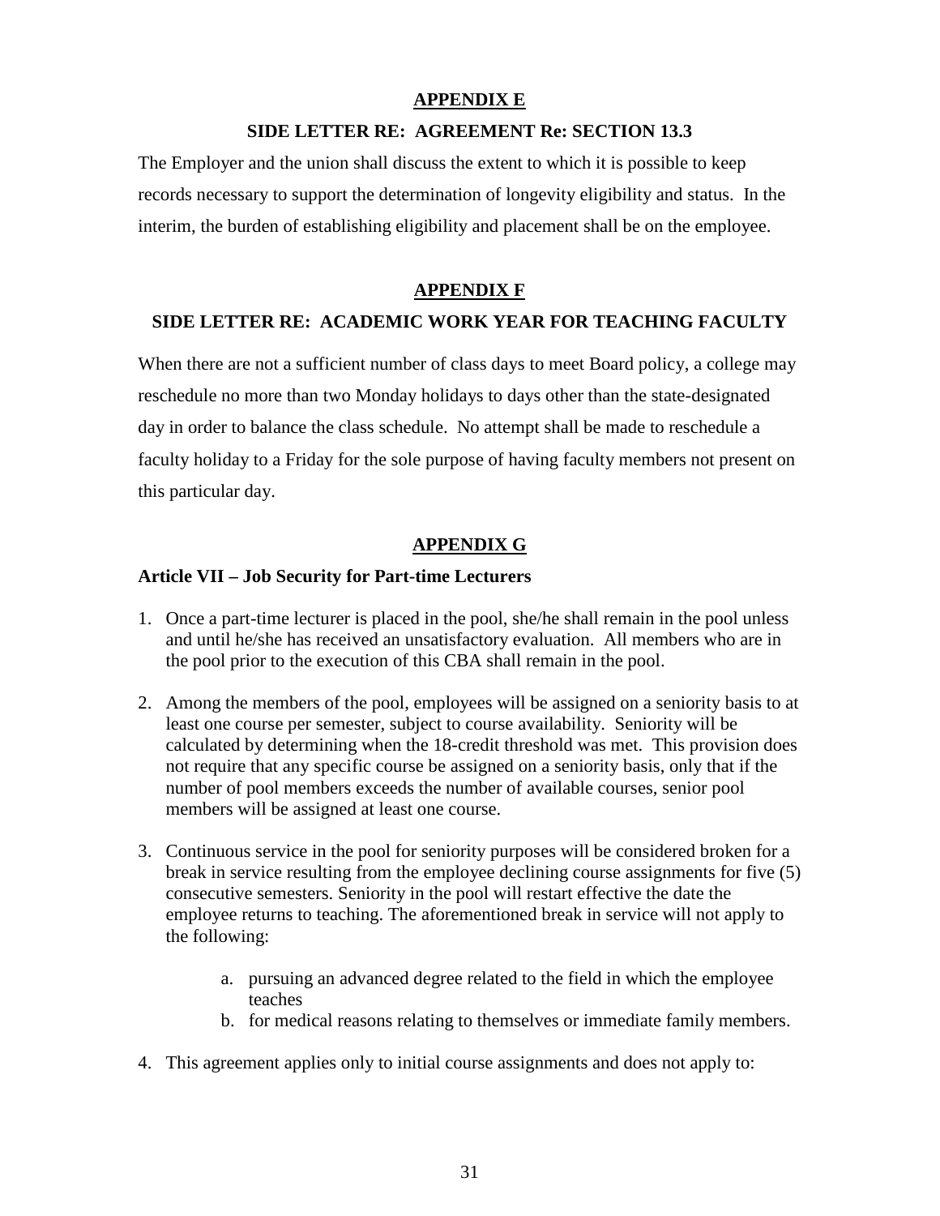## APPENDIX E

### SIDE LETTER RE: AGREEMENT Re: SECTION 13.3

The Employer and the union shall discuss the extent to which it is possible to keep records necessary to support the determination of longevity eligibility and status. In the interim, the burden of establishing eligibility and placement shall be on the employee.

## APPENDIX F

### SIDE LETTER RE: ACADEMIC WORK YEAR FOR TEACHING FACULTY

When there are not a sufficient number of class days to meet Board policy, a college may reschedule no more than two Monday holidays to days other than the state-designated day in order to balance the class schedule. No attempt shall be made to reschedule a faculty holiday to a Friday for the sole purpose of having faculty members not present on this particular day.

## APPENDIX G

**Article VII – Job Security for Part-time Lecturers**

1. Once a part-time lecturer is placed in the pool, she/he shall remain in the pool unless and until he/she has received an unsatisfactory evaluation. All members who are in the pool prior to the execution of this CBA shall remain in the pool.

2. Among the members of the pool, employees will be assigned on a seniority basis to at least one course per semester, subject to course availability. Seniority will be calculated by determining when the 18-credit threshold was met. This provision does not require that any specific course be assigned on a seniority basis, only that if the number of pool members exceeds the number of available courses, senior pool members will be assigned at least one course.

3. Continuous service in the pool for seniority purposes will be considered broken for a break in service resulting from the employee declining course assignments for five (5) consecutive semesters. Seniority in the pool will restart effective the date the employee returns to teaching. The aforementioned break in service will not apply to the following:

    a. pursuing an advanced degree related to the field in which the employee teaches
    b. for medical reasons relating to themselves or immediate family members.

4. This agreement applies only to initial course assignments and does not apply to: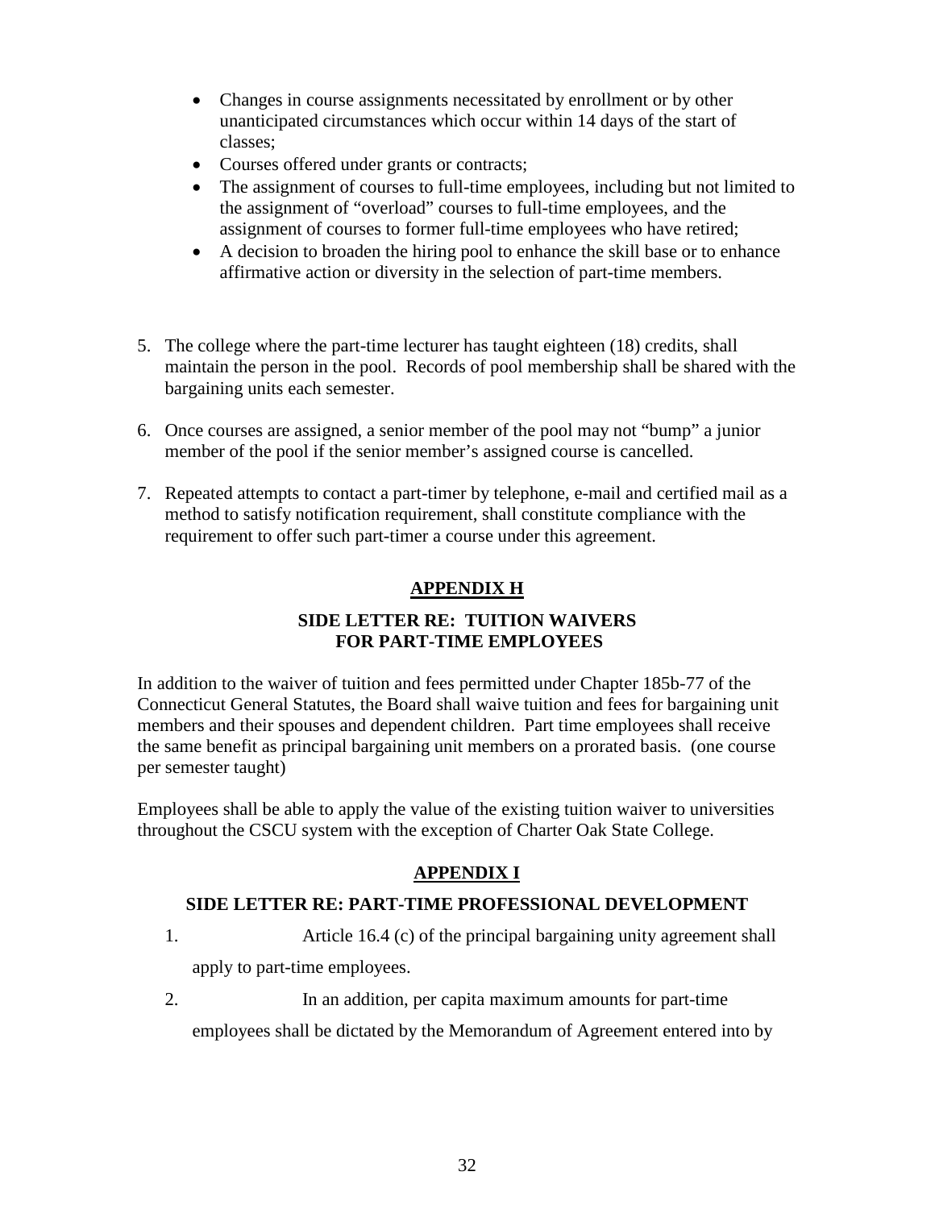- Changes in course assignments necessitated by enrollment or by other unanticipated circumstances which occur within 14 days of the start of classes;
- Courses offered under grants or contracts;
- The assignment of courses to full-time employees, including but not limited to the assignment of "overload" courses to full-time employees, and the assignment of courses to former full-time employees who have retired;
- A decision to broaden the hiring pool to enhance the skill base or to enhance affirmative action or diversity in the selection of part-time members.

5. The college where the part-time lecturer has taught eighteen (18) credits, shall maintain the person in the pool. Records of pool membership shall be shared with the bargaining units each semester.

6. Once courses are assigned, a senior member of the pool may not "bump" a junior member of the pool if the senior member's assigned course is cancelled.

7. Repeated attempts to contact a part-timer by telephone, e-mail and certified mail as a method to satisfy notification requirement, shall constitute compliance with the requirement to offer such part-timer a course under this agreement.

## APPENDIX H

### SIDE LETTER RE: TUITION WAIVERS FOR PART-TIME EMPLOYEES

In addition to the waiver of tuition and fees permitted under Chapter 185b-77 of the Connecticut General Statutes, the Board shall waive tuition and fees for bargaining unit members and their spouses and dependent children. Part time employees shall receive the same benefit as principal bargaining unit members on a prorated basis. (one course per semester taught)

Employees shall be able to apply the value of the existing tuition waiver to universities throughout the CSCU system with the exception of Charter Oak State College.

## APPENDIX I

### SIDE LETTER RE: PART-TIME PROFESSIONAL DEVELOPMENT

1. Article 16.4 (c) of the principal bargaining unity agreement shall apply to part-time employees.

2. In an addition, per capita maximum amounts for part-time employees shall be dictated by the Memorandum of Agreement entered into by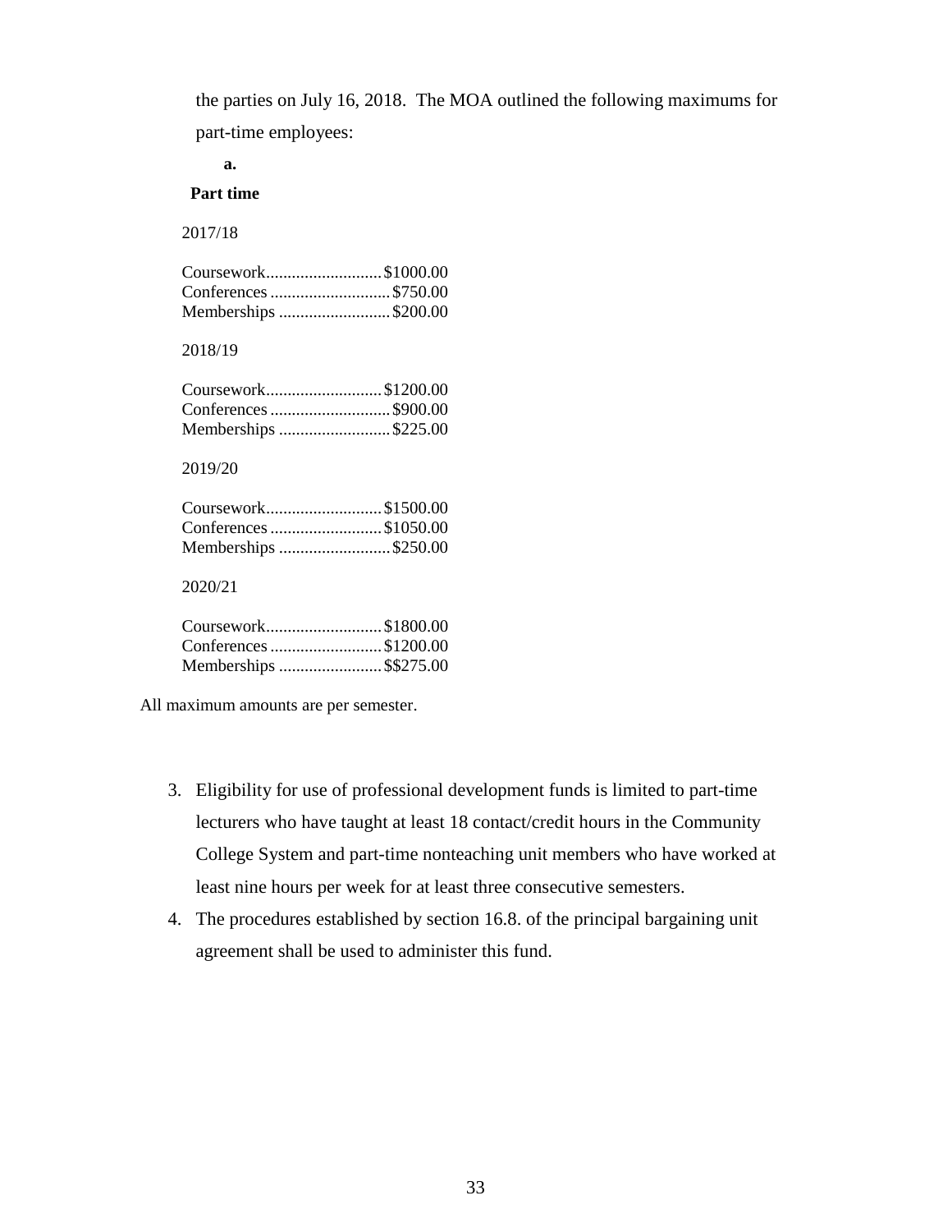the parties on July 16, 2018. The MOA outlined the following maximums for part-time employees:

**a.**

**Part time**

2017/18

Coursework........................... $1000.00
Conferences ........................... $750.00
Memberships .......................... $200.00

2018/19

Coursework........................... $1200.00
Conferences ........................... $900.00
Memberships .......................... $225.00

2019/20

Coursework........................... $1500.00
Conferences .......................... $1050.00
Memberships .......................... $250.00

2020/21

Coursework........................... $1800.00
Conferences .......................... $1200.00
Memberships ........................ $$275.00

All maximum amounts are per semester.

3. Eligibility for use of professional development funds is limited to part-time lecturers who have taught at least 18 contact/credit hours in the Community College System and part-time nonteaching unit members who have worked at least nine hours per week for at least three consecutive semesters.
4. The procedures established by section 16.8. of the principal bargaining unit agreement shall be used to administer this fund.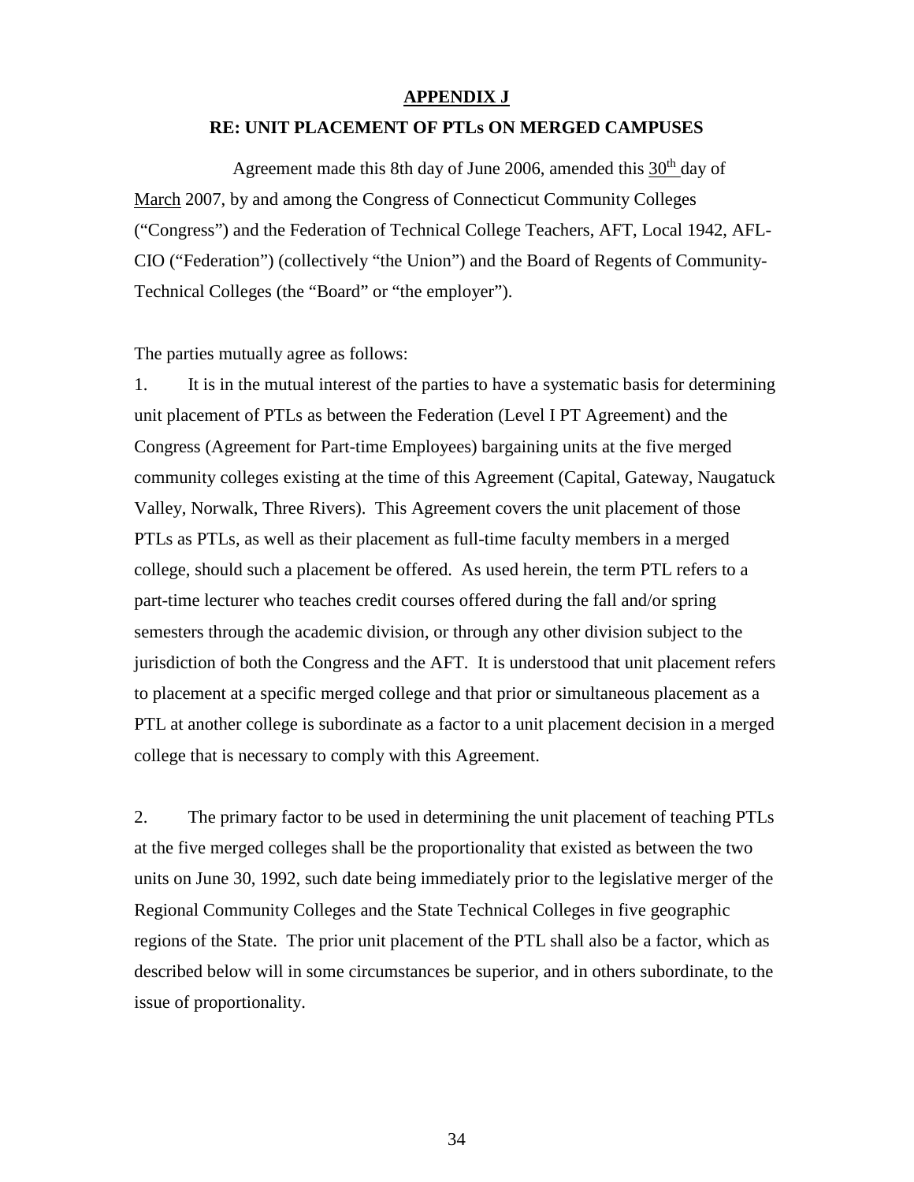## APPENDIX J

### RE: UNIT PLACEMENT OF PTLs ON MERGED CAMPUSES

Agreement made this 8th day of June 2006, amended this 30th day of March 2007, by and among the Congress of Connecticut Community Colleges ("Congress") and the Federation of Technical College Teachers, AFT, Local 1942, AFL-CIO ("Federation") (collectively "the Union") and the Board of Regents of Community-Technical Colleges (the "Board" or "the employer").

The parties mutually agree as follows:

1. It is in the mutual interest of the parties to have a systematic basis for determining unit placement of PTLs as between the Federation (Level I PT Agreement) and the Congress (Agreement for Part-time Employees) bargaining units at the five merged community colleges existing at the time of this Agreement (Capital, Gateway, Naugatuck Valley, Norwalk, Three Rivers). This Agreement covers the unit placement of those PTLs as PTLs, as well as their placement as full-time faculty members in a merged college, should such a placement be offered. As used herein, the term PTL refers to a part-time lecturer who teaches credit courses offered during the fall and/or spring semesters through the academic division, or through any other division subject to the jurisdiction of both the Congress and the AFT. It is understood that unit placement refers to placement at a specific merged college and that prior or simultaneous placement as a PTL at another college is subordinate as a factor to a unit placement decision in a merged college that is necessary to comply with this Agreement.

2. The primary factor to be used in determining the unit placement of teaching PTLs at the five merged colleges shall be the proportionality that existed as between the two units on June 30, 1992, such date being immediately prior to the legislative merger of the Regional Community Colleges and the State Technical Colleges in five geographic regions of the State. The prior unit placement of the PTL shall also be a factor, which as described below will in some circumstances be superior, and in others subordinate, to the issue of proportionality.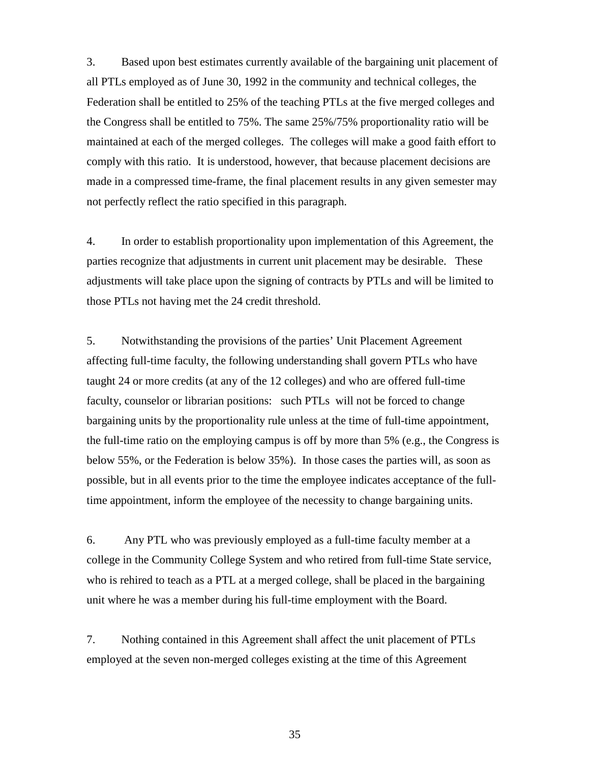3. Based upon best estimates currently available of the bargaining unit placement of all PTLs employed as of June 30, 1992 in the community and technical colleges, the Federation shall be entitled to 25% of the teaching PTLs at the five merged colleges and the Congress shall be entitled to 75%. The same 25%/75% proportionality ratio will be maintained at each of the merged colleges. The colleges will make a good faith effort to comply with this ratio. It is understood, however, that because placement decisions are made in a compressed time-frame, the final placement results in any given semester may not perfectly reflect the ratio specified in this paragraph.

4. In order to establish proportionality upon implementation of this Agreement, the parties recognize that adjustments in current unit placement may be desirable. These adjustments will take place upon the signing of contracts by PTLs and will be limited to those PTLs not having met the 24 credit threshold.

5. Notwithstanding the provisions of the parties' Unit Placement Agreement affecting full-time faculty, the following understanding shall govern PTLs who have taught 24 or more credits (at any of the 12 colleges) and who are offered full-time faculty, counselor or librarian positions: such PTLs will not be forced to change bargaining units by the proportionality rule unless at the time of full-time appointment, the full-time ratio on the employing campus is off by more than 5% (e.g., the Congress is below 55%, or the Federation is below 35%). In those cases the parties will, as soon as possible, but in all events prior to the time the employee indicates acceptance of the full-time appointment, inform the employee of the necessity to change bargaining units.

6. Any PTL who was previously employed as a full-time faculty member at a college in the Community College System and who retired from full-time State service, who is rehired to teach as a PTL at a merged college, shall be placed in the bargaining unit where he was a member during his full-time employment with the Board.

7. Nothing contained in this Agreement shall affect the unit placement of PTLs employed at the seven non-merged colleges existing at the time of this Agreement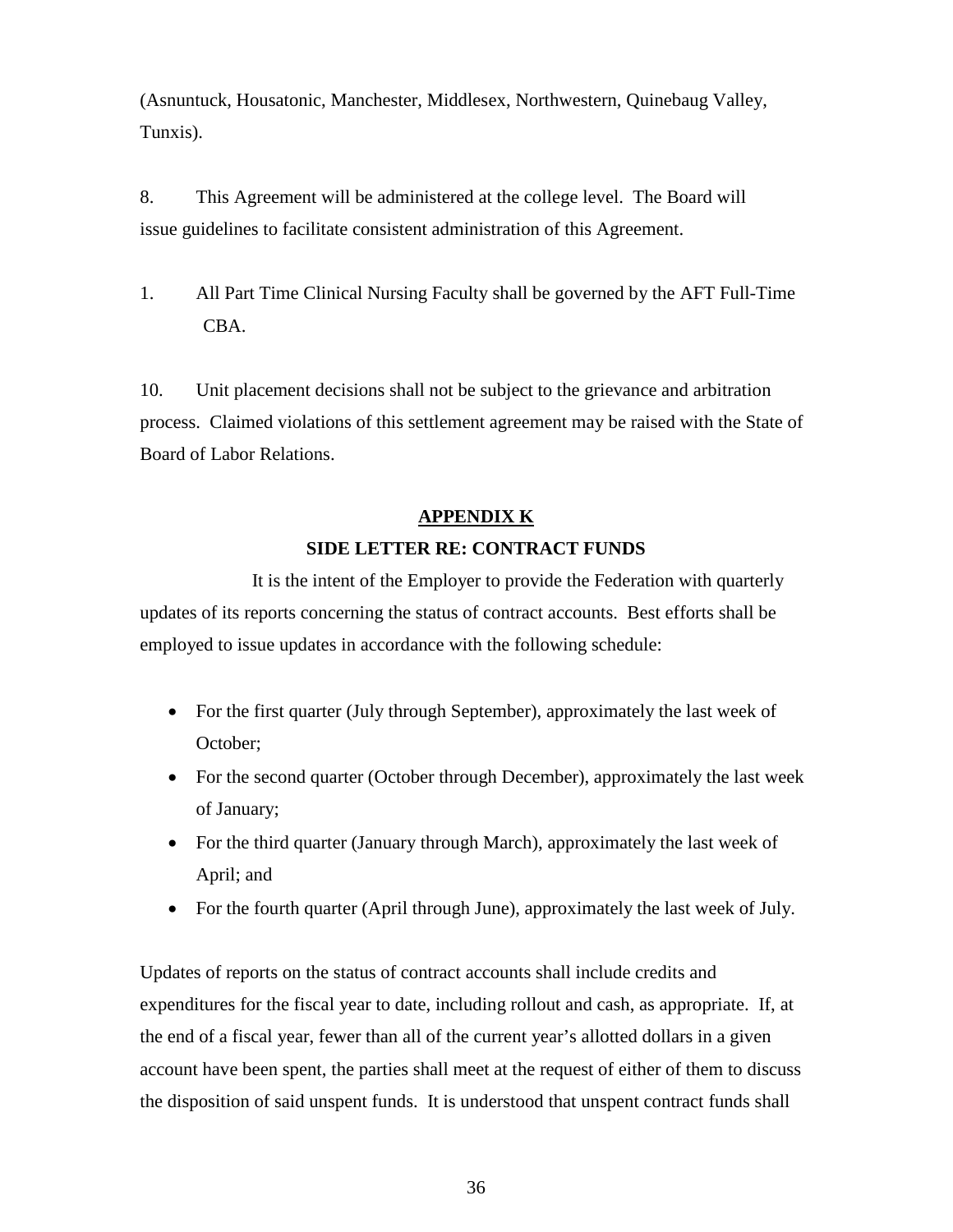(Asnuntuck, Housatonic, Manchester, Middlesex, Northwestern, Quinebaug Valley, Tunxis).

8. This Agreement will be administered at the college level. The Board will issue guidelines to facilitate consistent administration of this Agreement.

1. All Part Time Clinical Nursing Faculty shall be governed by the AFT Full-Time CBA.

10. Unit placement decisions shall not be subject to the grievance and arbitration process. Claimed violations of this settlement agreement may be raised with the State of Board of Labor Relations.

## APPENDIX K

### SIDE LETTER RE: CONTRACT FUNDS

It is the intent of the Employer to provide the Federation with quarterly updates of its reports concerning the status of contract accounts. Best efforts shall be employed to issue updates in accordance with the following schedule:

- For the first quarter (July through September), approximately the last week of October;
- For the second quarter (October through December), approximately the last week of January;
- For the third quarter (January through March), approximately the last week of April; and
- For the fourth quarter (April through June), approximately the last week of July.

Updates of reports on the status of contract accounts shall include credits and expenditures for the fiscal year to date, including rollout and cash, as appropriate. If, at the end of a fiscal year, fewer than all of the current year's allotted dollars in a given account have been spent, the parties shall meet at the request of either of them to discuss the disposition of said unspent funds. It is understood that unspent contract funds shall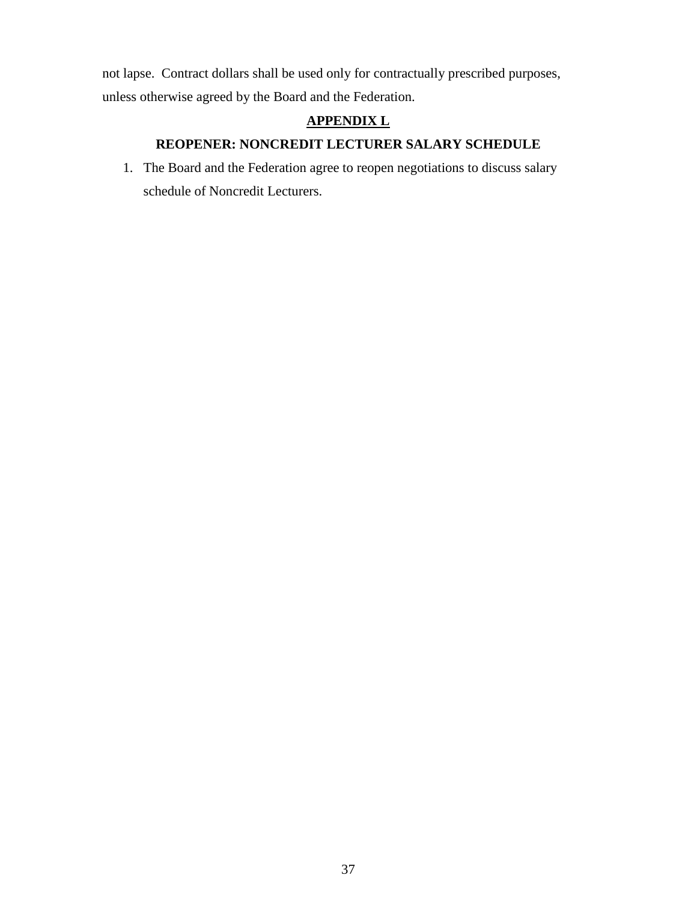not lapse. Contract dollars shall be used only for contractually prescribed purposes, unless otherwise agreed by the Board and the Federation.

## APPENDIX L

## REOPENER: NONCREDIT LECTURER SALARY SCHEDULE

1. The Board and the Federation agree to reopen negotiations to discuss salary schedule of Noncredit Lecturers.